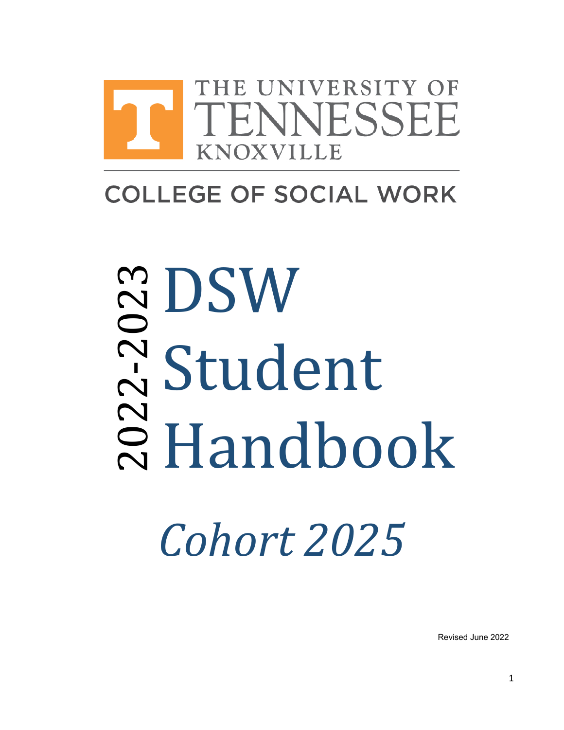THE UNIVERSITY OF TENNESSEE KNOXVILLE

COLLEGE OF SOCIAL WORK

# 2022-2023 DSW Student Handbook

## *Cohort 2025*

Revised June 2022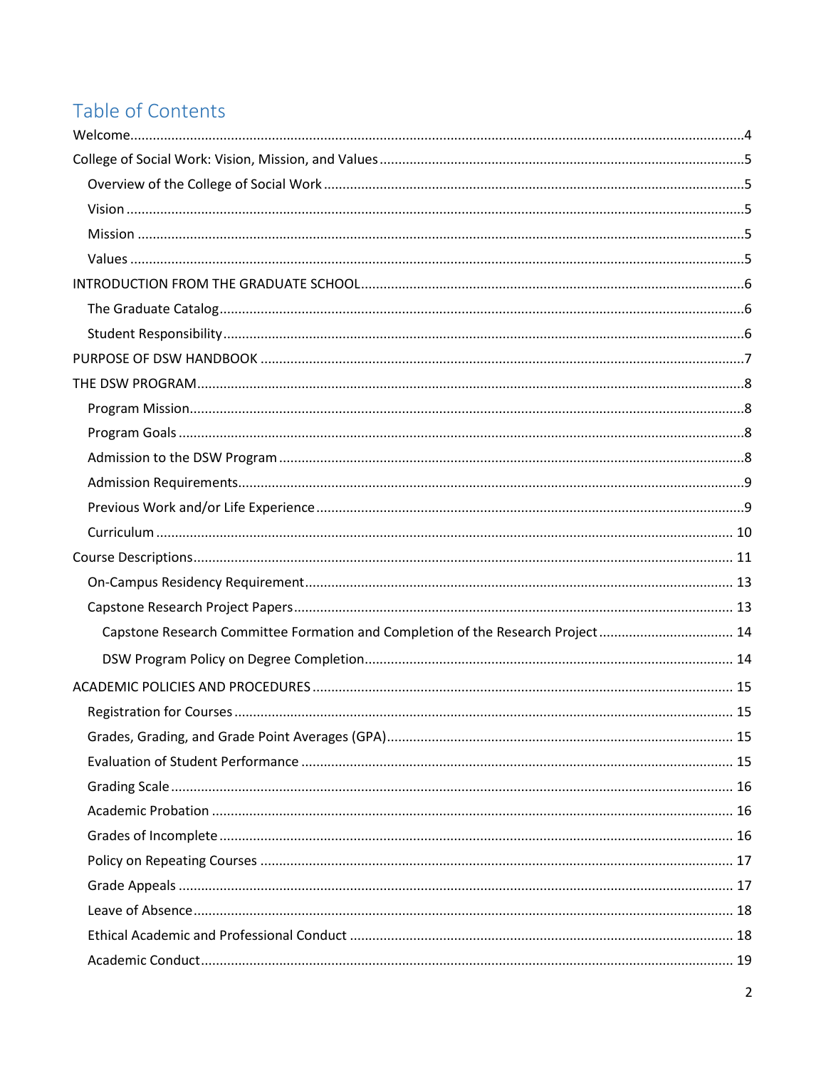# Table of Contents

Welcome....4

College of Social Work: Vision, Mission, and Values....5

- Overview of the College of Social Work....5
- Vision....5
- Mission....5
- Values....5

INTRODUCTION FROM THE GRADUATE SCHOOL....6

- The Graduate Catalog....6
- Student Responsibility....6

PURPOSE OF DSW HANDBOOK....7

THE DSW PROGRAM....8

- Program Mission....8
- Program Goals....8
- Admission to the DSW Program....8
- Admission Requirements....9
- Previous Work and/or Life Experience....9
- Curriculum....10

Course Descriptions....11

- On-Campus Residency Requirement....13
- Capstone Research Project Papers....13
  - Capstone Research Committee Formation and Completion of the Research Project....14
  - DSW Program Policy on Degree Completion....14

ACADEMIC POLICIES AND PROCEDURES....15

- Registration for Courses....15
- Grades, Grading, and Grade Point Averages (GPA)....15
- Evaluation of Student Performance....15
- Grading Scale....16
- Academic Probation....16
- Grades of Incomplete....16
- Policy on Repeating Courses....17
- Grade Appeals....17
- Leave of Absence....18
- Ethical Academic and Professional Conduct....18
- Academic Conduct....19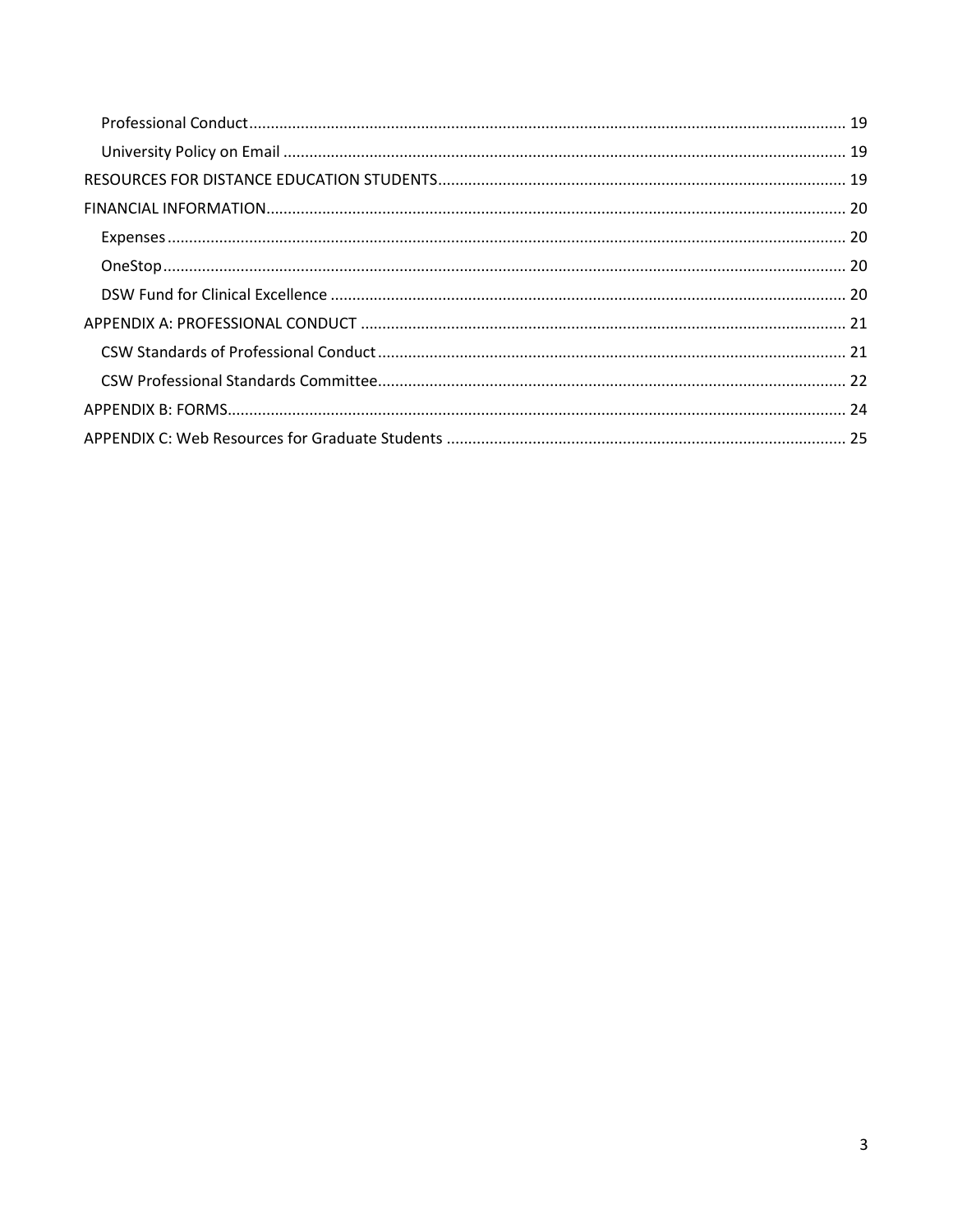- Professional Conduct ... 19
- University Policy on Email ... 19

RESOURCES FOR DISTANCE EDUCATION STUDENTS ... 19

FINANCIAL INFORMATION ... 20

- Expenses ... 20
- OneStop ... 20
- DSW Fund for Clinical Excellence ... 20

APPENDIX A: PROFESSIONAL CONDUCT ... 21

- CSW Standards of Professional Conduct ... 21
- CSW Professional Standards Committee ... 22

APPENDIX B: FORMS ... 24

APPENDIX C: Web Resources for Graduate Students ... 25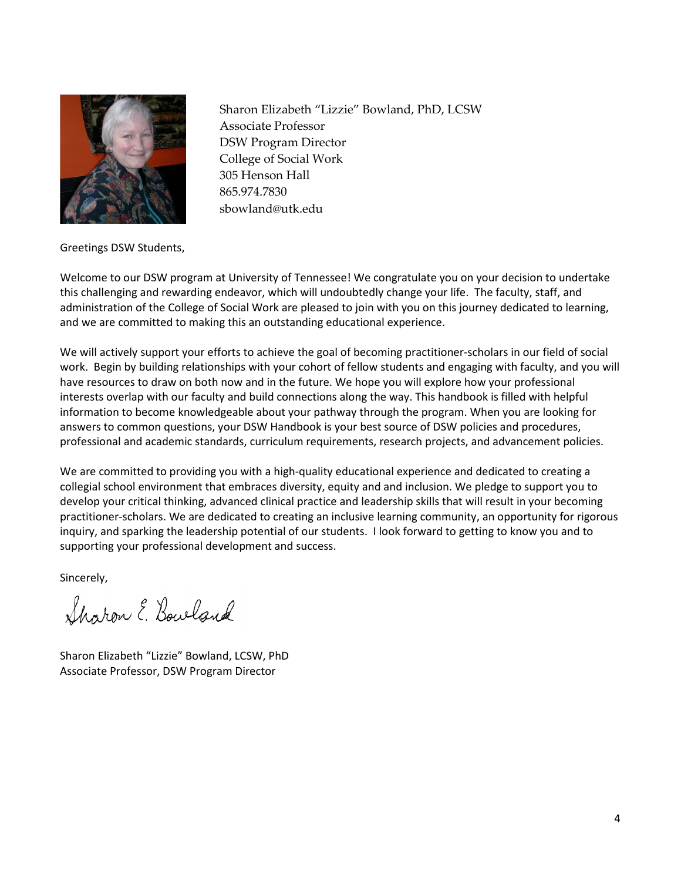Sharon Elizabeth "Lizzie" Bowland, PhD, LCSW
Associate Professor
DSW Program Director
College of Social Work
305 Henson Hall
865.974.7830
sbowland@utk.edu

Greetings DSW Students,

Welcome to our DSW program at University of Tennessee! We congratulate you on your decision to undertake this challenging and rewarding endeavor, which will undoubtedly change your life. The faculty, staff, and administration of the College of Social Work are pleased to join with you on this journey dedicated to learning, and we are committed to making this an outstanding educational experience.

We will actively support your efforts to achieve the goal of becoming practitioner-scholars in our field of social work. Begin by building relationships with your cohort of fellow students and engaging with faculty, and you will have resources to draw on both now and in the future. We hope you will explore how your professional interests overlap with our faculty and build connections along the way. This handbook is filled with helpful information to become knowledgeable about your pathway through the program. When you are looking for answers to common questions, your DSW Handbook is your best source of DSW policies and procedures, professional and academic standards, curriculum requirements, research projects, and advancement policies.

We are committed to providing you with a high-quality educational experience and dedicated to creating a collegial school environment that embraces diversity, equity and and inclusion. We pledge to support you to develop your critical thinking, advanced clinical practice and leadership skills that will result in your becoming practitioner-scholars. We are dedicated to creating an inclusive learning community, an opportunity for rigorous inquiry, and sparking the leadership potential of our students. I look forward to getting to know you and to supporting your professional development and success.

Sincerely,

Sharon E. Bowland

Sharon Elizabeth "Lizzie" Bowland, LCSW, PhD
Associate Professor, DSW Program Director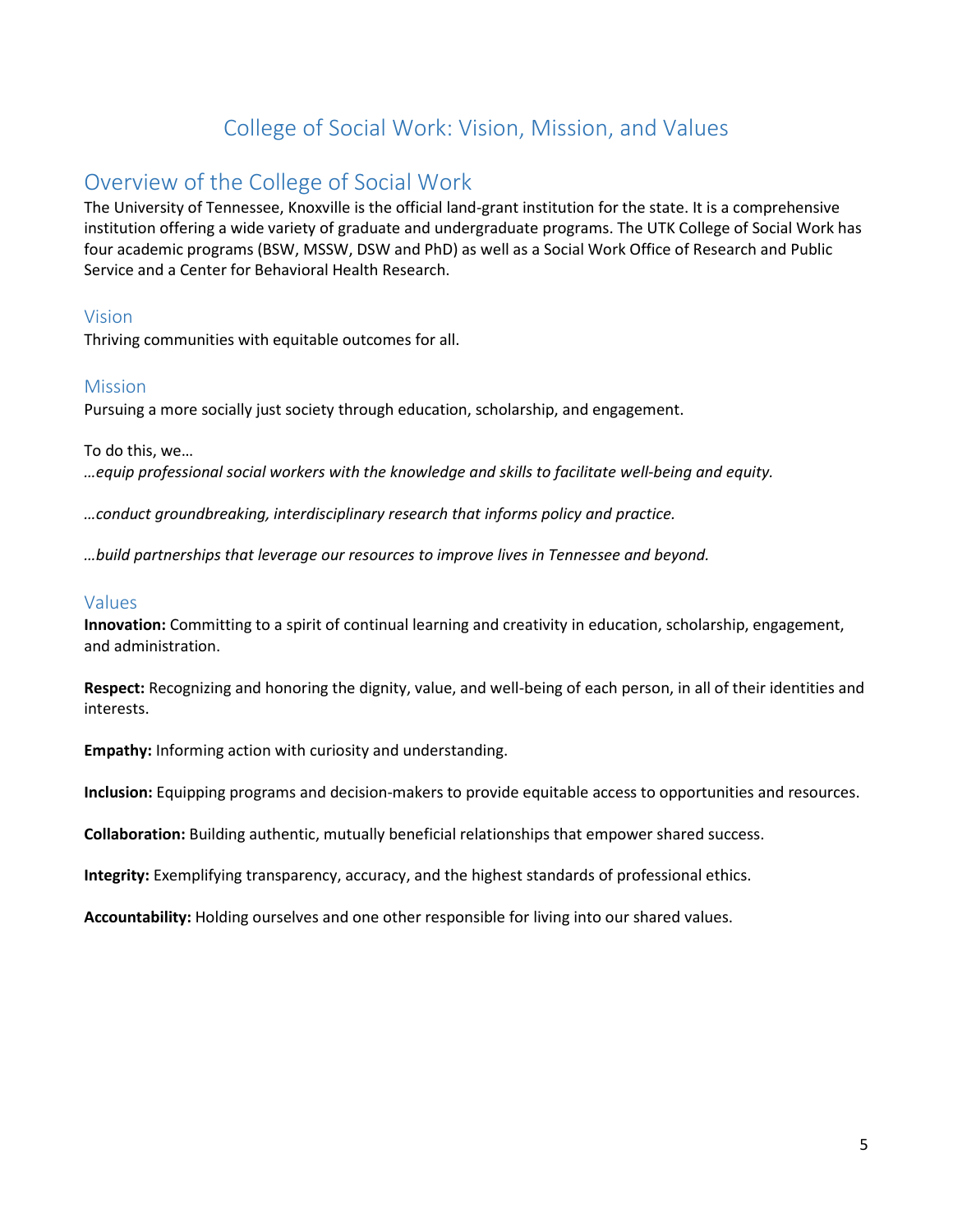# College of Social Work: Vision, Mission, and Values

## Overview of the College of Social Work

The University of Tennessee, Knoxville is the official land-grant institution for the state. It is a comprehensive institution offering a wide variety of graduate and undergraduate programs. The UTK College of Social Work has four academic programs (BSW, MSSW, DSW and PhD) as well as a Social Work Office of Research and Public Service and a Center for Behavioral Health Research.

### Vision

Thriving communities with equitable outcomes for all.

### Mission

Pursuing a more socially just society through education, scholarship, and engagement.

To do this, we…

*…equip professional social workers with the knowledge and skills to facilitate well-being and equity.*

*…conduct groundbreaking, interdisciplinary research that informs policy and practice.*

*…build partnerships that leverage our resources to improve lives in Tennessee and beyond.*

### Values

**Innovation:** Committing to a spirit of continual learning and creativity in education, scholarship, engagement, and administration.

**Respect:** Recognizing and honoring the dignity, value, and well-being of each person, in all of their identities and interests.

**Empathy:** Informing action with curiosity and understanding.

**Inclusion:** Equipping programs and decision-makers to provide equitable access to opportunities and resources.

**Collaboration:** Building authentic, mutually beneficial relationships that empower shared success.

**Integrity:** Exemplifying transparency, accuracy, and the highest standards of professional ethics.

**Accountability:** Holding ourselves and one other responsible for living into our shared values.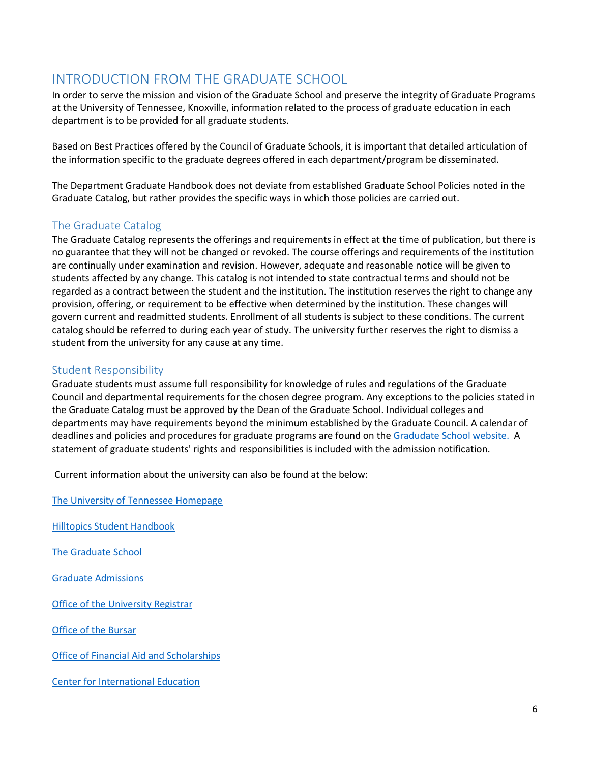# INTRODUCTION FROM THE GRADUATE SCHOOL

In order to serve the mission and vision of the Graduate School and preserve the integrity of Graduate Programs at the University of Tennessee, Knoxville, information related to the process of graduate education in each department is to be provided for all graduate students.

Based on Best Practices offered by the Council of Graduate Schools, it is important that detailed articulation of the information specific to the graduate degrees offered in each department/program be disseminated.

The Department Graduate Handbook does not deviate from established Graduate School Policies noted in the Graduate Catalog, but rather provides the specific ways in which those policies are carried out.

## The Graduate Catalog

The Graduate Catalog represents the offerings and requirements in effect at the time of publication, but there is no guarantee that they will not be changed or revoked. The course offerings and requirements of the institution are continually under examination and revision. However, adequate and reasonable notice will be given to students affected by any change. This catalog is not intended to state contractual terms and should not be regarded as a contract between the student and the institution. The institution reserves the right to change any provision, offering, or requirement to be effective when determined by the institution. These changes will govern current and readmitted students. Enrollment of all students is subject to these conditions. The current catalog should be referred to during each year of study. The university further reserves the right to dismiss a student from the university for any cause at any time.

## Student Responsibility

Graduate students must assume full responsibility for knowledge of rules and regulations of the Graduate Council and departmental requirements for the chosen degree program. Any exceptions to the policies stated in the Graduate Catalog must be approved by the Dean of the Graduate School. Individual colleges and departments may have requirements beyond the minimum established by the Graduate Council. A calendar of deadlines and policies and procedures for graduate programs are found on the Gradudate School website. A statement of graduate students' rights and responsibilities is included with the admission notification.

Current information about the university can also be found at the below:

The University of Tennessee Homepage

Hilltopics Student Handbook

The Graduate School

Graduate Admissions

Office of the University Registrar

Office of the Bursar

Office of Financial Aid and Scholarships

Center for International Education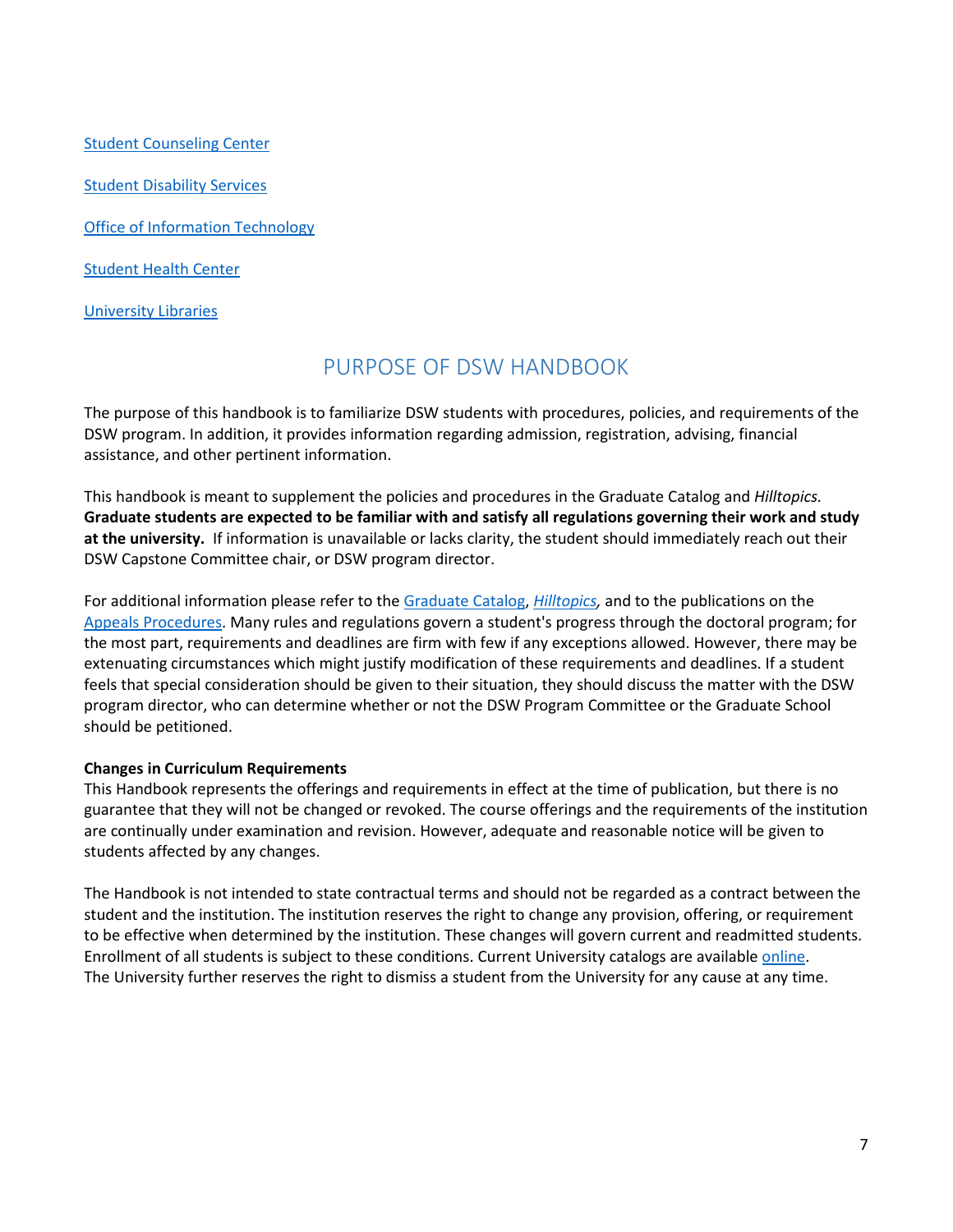[Student Counseling Center]()

[Student Disability Services]()

[Office of Information Technology]()

[Student Health Center]()

[University Libraries]()

## PURPOSE OF DSW HANDBOOK

The purpose of this handbook is to familiarize DSW students with procedures, policies, and requirements of the DSW program. In addition, it provides information regarding admission, registration, advising, financial assistance, and other pertinent information.

This handbook is meant to supplement the policies and procedures in the Graduate Catalog and *Hilltopics.* **Graduate students are expected to be familiar with and satisfy all regulations governing their work and study at the university.** If information is unavailable or lacks clarity, the student should immediately reach out their DSW Capstone Committee chair, or DSW program director.

For additional information please refer to the [Graduate Catalog](), [*Hilltopics*](), and to the publications on the [Appeals Procedures](). Many rules and regulations govern a student's progress through the doctoral program; for the most part, requirements and deadlines are firm with few if any exceptions allowed. However, there may be extenuating circumstances which might justify modification of these requirements and deadlines. If a student feels that special consideration should be given to their situation, they should discuss the matter with the DSW program director, who can determine whether or not the DSW Program Committee or the Graduate School should be petitioned.

**Changes in Curriculum Requirements**
This Handbook represents the offerings and requirements in effect at the time of publication, but there is no guarantee that they will not be changed or revoked. The course offerings and the requirements of the institution are continually under examination and revision. However, adequate and reasonable notice will be given to students affected by any changes.

The Handbook is not intended to state contractual terms and should not be regarded as a contract between the student and the institution. The institution reserves the right to change any provision, offering, or requirement to be effective when determined by the institution. These changes will govern current and readmitted students. Enrollment of all students is subject to these conditions. Current University catalogs are available [online]().
The University further reserves the right to dismiss a student from the University for any cause at any time.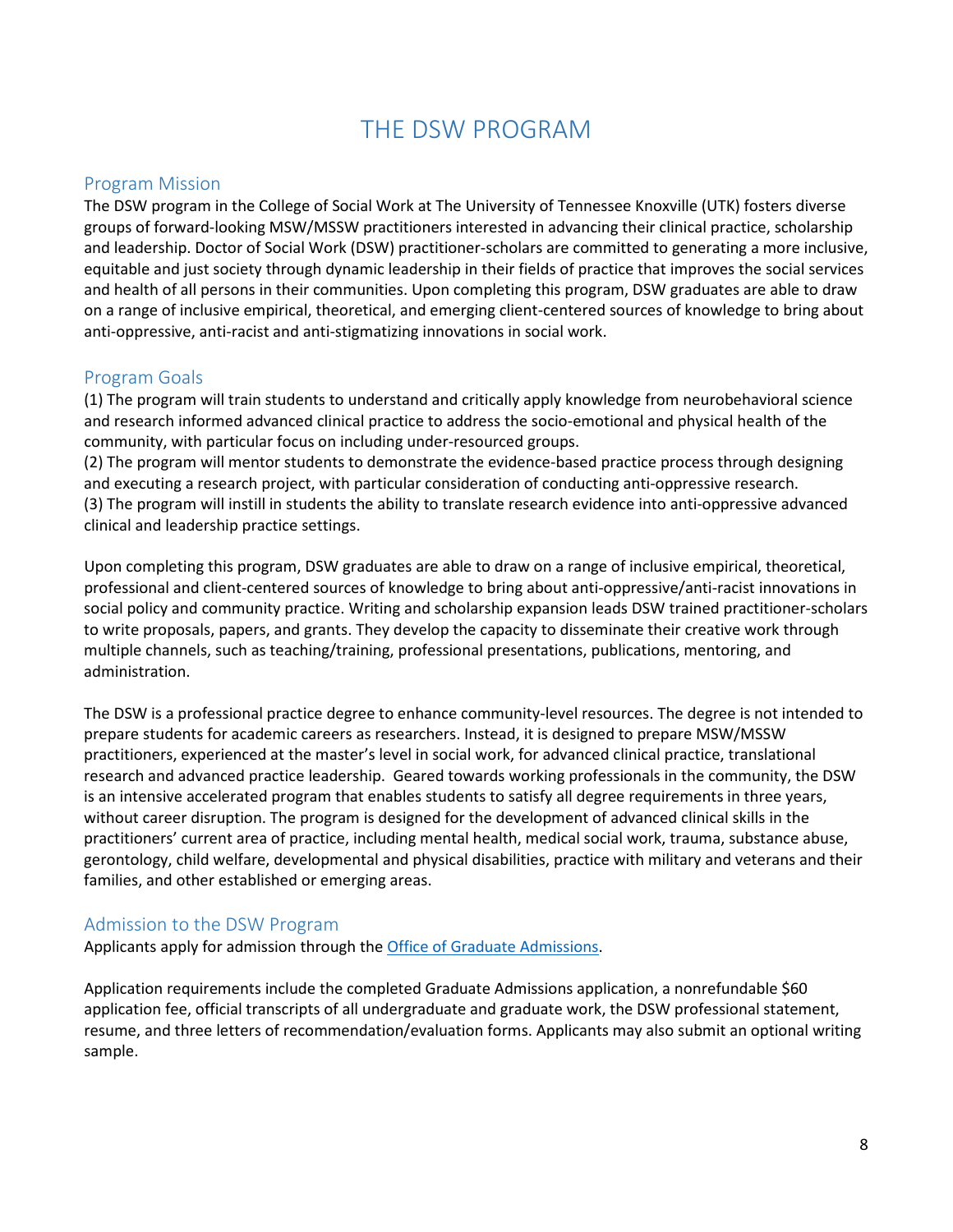# THE DSW PROGRAM

## Program Mission

The DSW program in the College of Social Work at The University of Tennessee Knoxville (UTK) fosters diverse groups of forward-looking MSW/MSSW practitioners interested in advancing their clinical practice, scholarship and leadership. Doctor of Social Work (DSW) practitioner-scholars are committed to generating a more inclusive, equitable and just society through dynamic leadership in their fields of practice that improves the social services and health of all persons in their communities. Upon completing this program, DSW graduates are able to draw on a range of inclusive empirical, theoretical, and emerging client-centered sources of knowledge to bring about anti-oppressive, anti-racist and anti-stigmatizing innovations in social work.

## Program Goals

(1) The program will train students to understand and critically apply knowledge from neurobehavioral science and research informed advanced clinical practice to address the socio-emotional and physical health of the community, with particular focus on including under-resourced groups.
(2) The program will mentor students to demonstrate the evidence-based practice process through designing and executing a research project, with particular consideration of conducting anti-oppressive research.
(3) The program will instill in students the ability to translate research evidence into anti-oppressive advanced clinical and leadership practice settings.

Upon completing this program, DSW graduates are able to draw on a range of inclusive empirical, theoretical, professional and client-centered sources of knowledge to bring about anti-oppressive/anti-racist innovations in social policy and community practice. Writing and scholarship expansion leads DSW trained practitioner-scholars to write proposals, papers, and grants. They develop the capacity to disseminate their creative work through multiple channels, such as teaching/training, professional presentations, publications, mentoring, and administration.

The DSW is a professional practice degree to enhance community-level resources. The degree is not intended to prepare students for academic careers as researchers. Instead, it is designed to prepare MSW/MSSW practitioners, experienced at the master's level in social work, for advanced clinical practice, translational research and advanced practice leadership. Geared towards working professionals in the community, the DSW is an intensive accelerated program that enables students to satisfy all degree requirements in three years, without career disruption. The program is designed for the development of advanced clinical skills in the practitioners' current area of practice, including mental health, medical social work, trauma, substance abuse, gerontology, child welfare, developmental and physical disabilities, practice with military and veterans and their families, and other established or emerging areas.

## Admission to the DSW Program

Applicants apply for admission through the Office of Graduate Admissions.

Application requirements include the completed Graduate Admissions application, a nonrefundable $60 application fee, official transcripts of all undergraduate and graduate work, the DSW professional statement, resume, and three letters of recommendation/evaluation forms. Applicants may also submit an optional writing sample.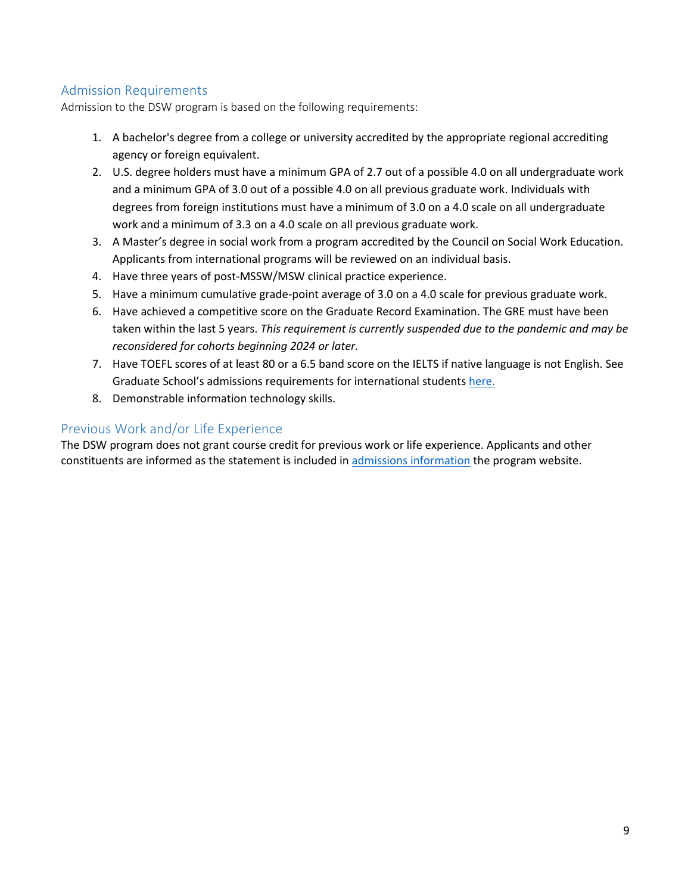## Admission Requirements

Admission to the DSW program is based on the following requirements:

1. A bachelor's degree from a college or university accredited by the appropriate regional accrediting agency or foreign equivalent.
2. U.S. degree holders must have a minimum GPA of 2.7 out of a possible 4.0 on all undergraduate work and a minimum GPA of 3.0 out of a possible 4.0 on all previous graduate work. Individuals with degrees from foreign institutions must have a minimum of 3.0 on a 4.0 scale on all undergraduate work and a minimum of 3.3 on a 4.0 scale on all previous graduate work.
3. A Master's degree in social work from a program accredited by the Council on Social Work Education. Applicants from international programs will be reviewed on an individual basis.
4. Have three years of post-MSSW/MSW clinical practice experience.
5. Have a minimum cumulative grade-point average of 3.0 on a 4.0 scale for previous graduate work.
6. Have achieved a competitive score on the Graduate Record Examination. The GRE must have been taken within the last 5 years. *This requirement is currently suspended due to the pandemic and may be reconsidered for cohorts beginning 2024 or later.*
7. Have TOEFL scores of at least 80 or a 6.5 band score on the IELTS if native language is not English. See Graduate School's admissions requirements for international students [here.](#)
8. Demonstrable information technology skills.

## Previous Work and/or Life Experience

The DSW program does not grant course credit for previous work or life experience. Applicants and other constituents are informed as the statement is included in [admissions information](#) the program website.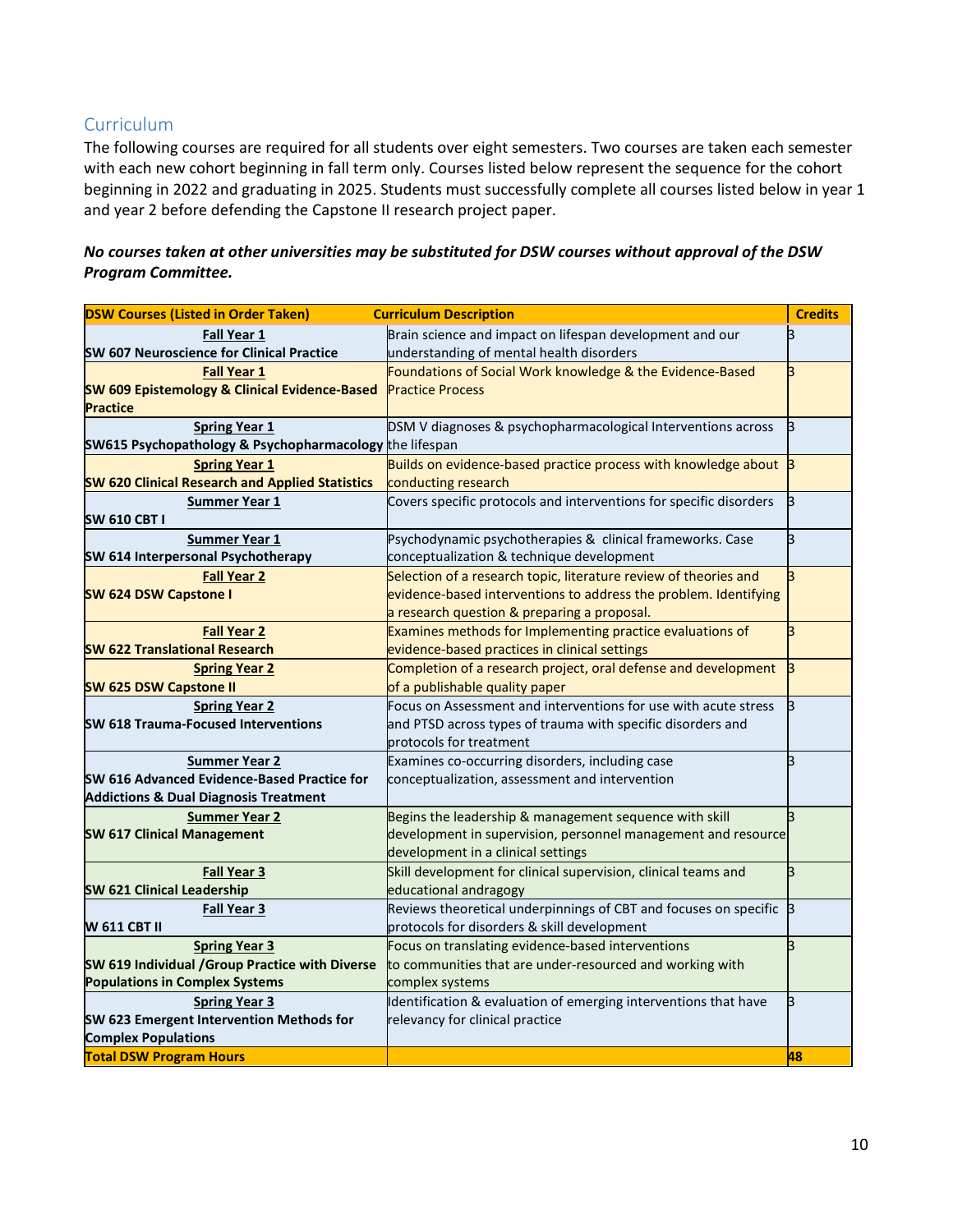## Curriculum

The following courses are required for all students over eight semesters. Two courses are taken each semester with each new cohort beginning in fall term only. Courses listed below represent the sequence for the cohort beginning in 2022 and graduating in 2025. Students must successfully complete all courses listed below in year 1 and year 2 before defending the Capstone II research project paper.

***No courses taken at other universities may be substituted for DSW courses without approval of the DSW Program Committee.***

| DSW Courses (Listed in Order Taken) | Curriculum Description | Credits |
|---|---|---|
| **Fall Year 1**<br>**SW 607 Neuroscience for Clinical Practice** | Brain science and impact on lifespan development and our understanding of mental health disorders | 3 |
| **Fall Year 1**<br>**SW 609 Epistemology & Clinical Evidence-Based Practice** | Foundations of Social Work knowledge & the Evidence-Based Practice Process | 3 |
| **Spring Year 1**<br>**SW615 Psychopathology & Psychopharmacology** | DSM V diagnoses & psychopharmacological Interventions across the lifespan | 3 |
| **Spring Year 1**<br>**SW 620 Clinical Research and Applied Statistics** | Builds on evidence-based practice process with knowledge about conducting research | 3 |
| **Summer Year 1**<br>**SW 610 CBT I** | Covers specific protocols and interventions for specific disorders | 3 |
| **Summer Year 1**<br>**SW 614 Interpersonal Psychotherapy** | Psychodynamic psychotherapies & clinical frameworks. Case conceptualization & technique development | 3 |
| **Fall Year 2**<br>**SW 624 DSW Capstone I** | Selection of a research topic, literature review of theories and evidence-based interventions to address the problem. Identifying a research question & preparing a proposal. | 3 |
| **Fall Year 2**<br>**SW 622 Translational Research** | Examines methods for Implementing practice evaluations of evidence-based practices in clinical settings | 3 |
| **Spring Year 2**<br>**SW 625 DSW Capstone II** | Completion of a research project, oral defense and development of a publishable quality paper | 3 |
| **Spring Year 2**<br>**SW 618 Trauma-Focused Interventions** | Focus on Assessment and interventions for use with acute stress and PTSD across types of trauma with specific disorders and protocols for treatment | 3 |
| **Summer Year 2**<br>**SW 616 Advanced Evidence-Based Practice for Addictions & Dual Diagnosis Treatment** | Examines co-occurring disorders, including case conceptualization, assessment and intervention | 3 |
| **Summer Year 2**<br>**SW 617 Clinical Management** | Begins the leadership & management sequence with skill development in supervision, personnel management and resource development in a clinical settings | 3 |
| **Fall Year 3**<br>**SW 621 Clinical Leadership** | Skill development for clinical supervision, clinical teams and educational andragogy | 3 |
| **Fall Year 3**<br>**W 611 CBT II** | Reviews theoretical underpinnings of CBT and focuses on specific protocols for disorders & skill development | 3 |
| **Spring Year 3**<br>**SW 619 Individual /Group Practice with Diverse Populations in Complex Systems** | Focus on translating evidence-based interventions to communities that are under-resourced and working with complex systems | 3 |
| **Spring Year 3**<br>**SW 623 Emergent Intervention Methods for Complex Populations** | Identification & evaluation of emerging interventions that have relevancy for clinical practice | 3 |
| **Total DSW Program Hours** | | **48** |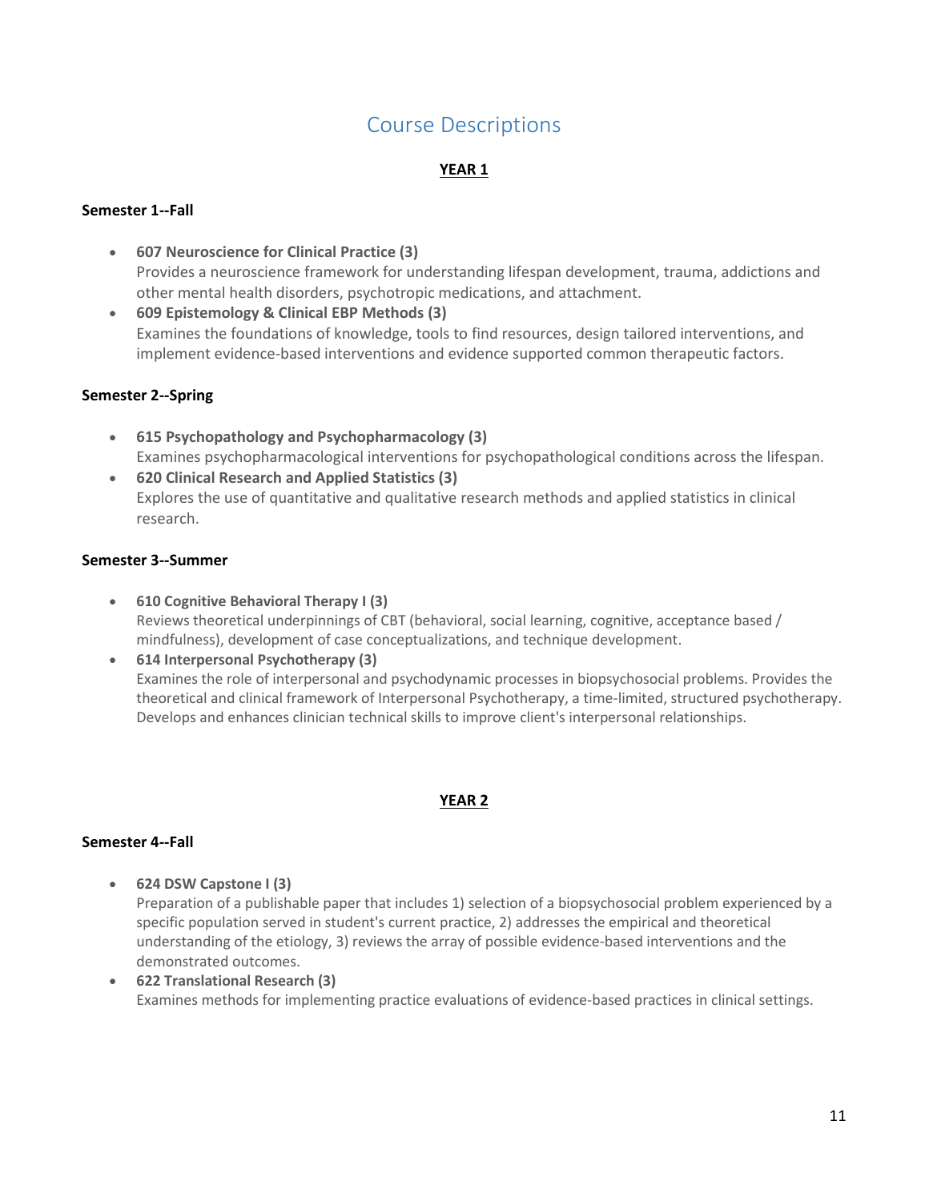# Course Descriptions

## YEAR 1

### Semester 1--Fall

- **607 Neuroscience for Clinical Practice (3)**
  Provides a neuroscience framework for understanding lifespan development, trauma, addictions and other mental health disorders, psychotropic medications, and attachment.
- **609 Epistemology & Clinical EBP Methods (3)**
  Examines the foundations of knowledge, tools to find resources, design tailored interventions, and implement evidence-based interventions and evidence supported common therapeutic factors.

### Semester 2--Spring

- **615 Psychopathology and Psychopharmacology (3)**
  Examines psychopharmacological interventions for psychopathological conditions across the lifespan.
- **620 Clinical Research and Applied Statistics (3)**
  Explores the use of quantitative and qualitative research methods and applied statistics in clinical research.

### Semester 3--Summer

- **610 Cognitive Behavioral Therapy I (3)**
  Reviews theoretical underpinnings of CBT (behavioral, social learning, cognitive, acceptance based / mindfulness), development of case conceptualizations, and technique development.
- **614 Interpersonal Psychotherapy (3)**
  Examines the role of interpersonal and psychodynamic processes in biopsychosocial problems. Provides the theoretical and clinical framework of Interpersonal Psychotherapy, a time-limited, structured psychotherapy. Develops and enhances clinician technical skills to improve client's interpersonal relationships.

## YEAR 2

### Semester 4--Fall

- **624 DSW Capstone I (3)**
  Preparation of a publishable paper that includes 1) selection of a biopsychosocial problem experienced by a specific population served in student's current practice, 2) addresses the empirical and theoretical understanding of the etiology, 3) reviews the array of possible evidence-based interventions and the demonstrated outcomes.
- **622 Translational Research (3)**
  Examines methods for implementing practice evaluations of evidence-based practices in clinical settings.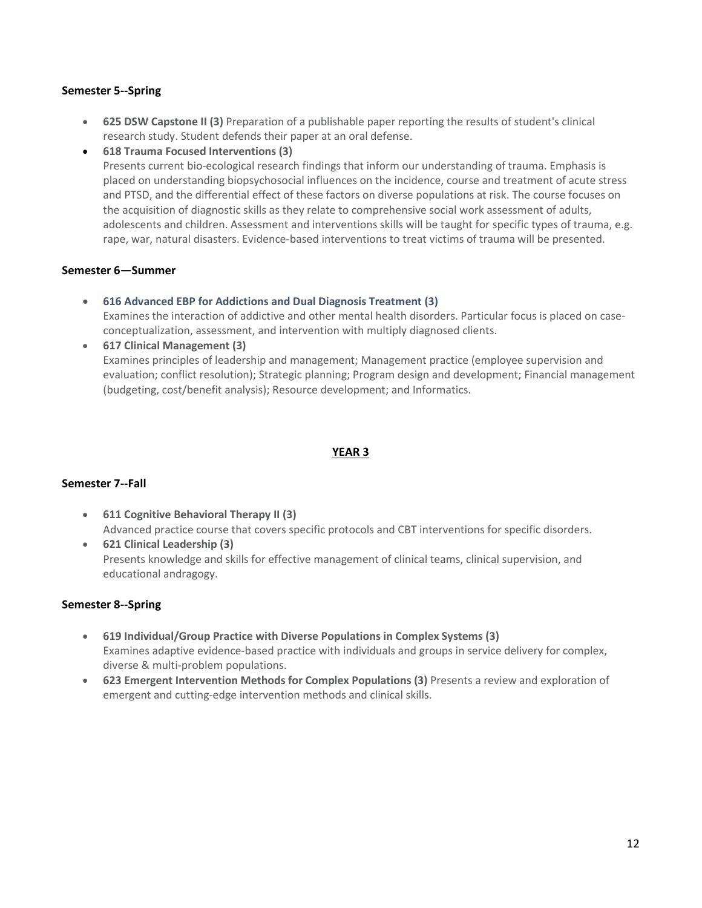**Semester 5--Spring**

- **625 DSW Capstone II (3)** Preparation of a publishable paper reporting the results of student's clinical research study. Student defends their paper at an oral defense.
- **618 Trauma Focused Interventions (3)**
  Presents current bio-ecological research findings that inform our understanding of trauma. Emphasis is placed on understanding biopsychosocial influences on the incidence, course and treatment of acute stress and PTSD, and the differential effect of these factors on diverse populations at risk. The course focuses on the acquisition of diagnostic skills as they relate to comprehensive social work assessment of adults, adolescents and children. Assessment and interventions skills will be taught for specific types of trauma, e.g. rape, war, natural disasters. Evidence-based interventions to treat victims of trauma will be presented.

**Semester 6—Summer**

- **616 Advanced EBP for Addictions and Dual Diagnosis Treatment (3)**
  Examines the interaction of addictive and other mental health disorders. Particular focus is placed on case-conceptualization, assessment, and intervention with multiply diagnosed clients.
- **617 Clinical Management (3)**
  Examines principles of leadership and management; Management practice (employee supervision and evaluation; conflict resolution); Strategic planning; Program design and development; Financial management (budgeting, cost/benefit analysis); Resource development; and Informatics.

## YEAR 3

**Semester 7--Fall**

- **611 Cognitive Behavioral Therapy II (3)**
  Advanced practice course that covers specific protocols and CBT interventions for specific disorders.
- **621 Clinical Leadership (3)**
  Presents knowledge and skills for effective management of clinical teams, clinical supervision, and educational andragogy.

**Semester 8--Spring**

- **619 Individual/Group Practice with Diverse Populations in Complex Systems (3)**
  Examines adaptive evidence-based practice with individuals and groups in service delivery for complex, diverse & multi-problem populations.
- **623 Emergent Intervention Methods for Complex Populations (3)** Presents a review and exploration of emergent and cutting-edge intervention methods and clinical skills.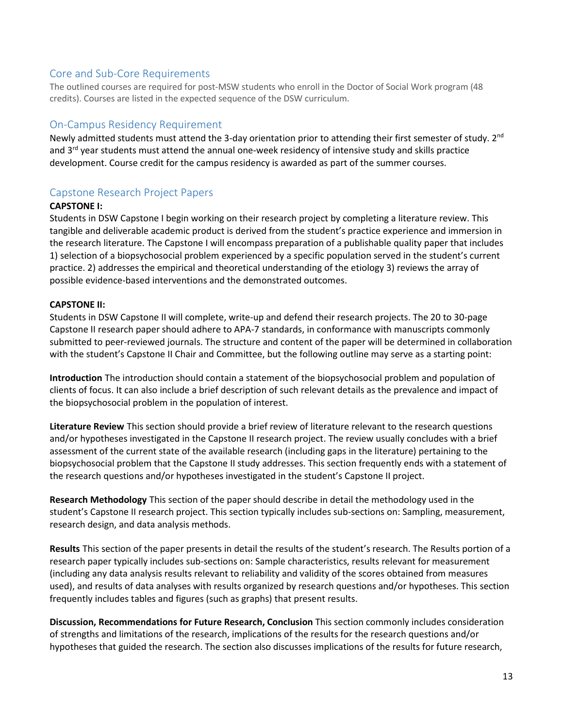## Core and Sub-Core Requirements

The outlined courses are required for post-MSW students who enroll in the Doctor of Social Work program (48 credits). Courses are listed in the expected sequence of the DSW curriculum.

## On-Campus Residency Requirement

Newly admitted students must attend the 3-day orientation prior to attending their first semester of study. 2nd and 3rd year students must attend the annual one-week residency of intensive study and skills practice development. Course credit for the campus residency is awarded as part of the summer courses.

## Capstone Research Project Papers

**CAPSTONE I:**

Students in DSW Capstone I begin working on their research project by completing a literature review. This tangible and deliverable academic product is derived from the student's practice experience and immersion in the research literature. The Capstone I will encompass preparation of a publishable quality paper that includes 1) selection of a biopsychosocial problem experienced by a specific population served in the student's current practice. 2) addresses the empirical and theoretical understanding of the etiology 3) reviews the array of possible evidence-based interventions and the demonstrated outcomes.

**CAPSTONE II:**

Students in DSW Capstone II will complete, write-up and defend their research projects. The 20 to 30-page Capstone II research paper should adhere to APA-7 standards, in conformance with manuscripts commonly submitted to peer-reviewed journals. The structure and content of the paper will be determined in collaboration with the student's Capstone II Chair and Committee, but the following outline may serve as a starting point:

**Introduction** The introduction should contain a statement of the biopsychosocial problem and population of clients of focus. It can also include a brief description of such relevant details as the prevalence and impact of the biopsychosocial problem in the population of interest.

**Literature Review** This section should provide a brief review of literature relevant to the research questions and/or hypotheses investigated in the Capstone II research project. The review usually concludes with a brief assessment of the current state of the available research (including gaps in the literature) pertaining to the biopsychosocial problem that the Capstone II study addresses. This section frequently ends with a statement of the research questions and/or hypotheses investigated in the student's Capstone II project.

**Research Methodology** This section of the paper should describe in detail the methodology used in the student's Capstone II research project. This section typically includes sub-sections on: Sampling, measurement, research design, and data analysis methods.

**Results** This section of the paper presents in detail the results of the student's research. The Results portion of a research paper typically includes sub-sections on: Sample characteristics, results relevant for measurement (including any data analysis results relevant to reliability and validity of the scores obtained from measures used), and results of data analyses with results organized by research questions and/or hypotheses. This section frequently includes tables and figures (such as graphs) that present results.

**Discussion, Recommendations for Future Research, Conclusion** This section commonly includes consideration of strengths and limitations of the research, implications of the results for the research questions and/or hypotheses that guided the research. The section also discusses implications of the results for future research,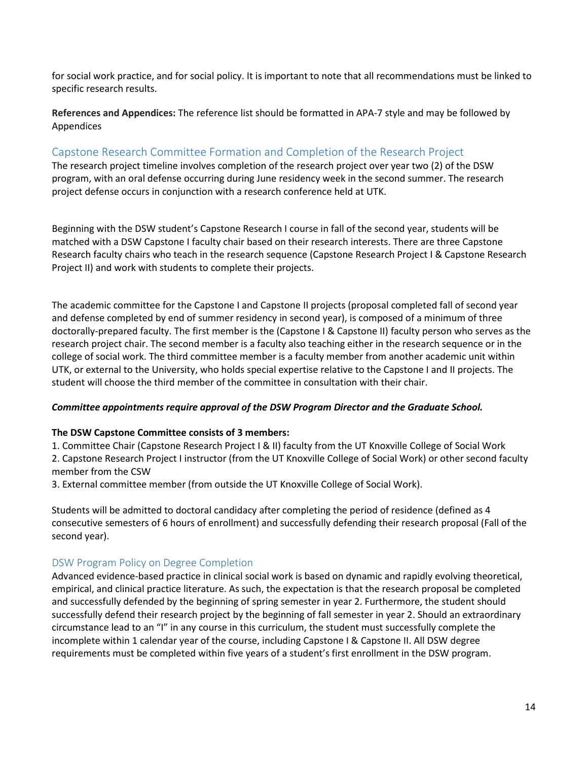for social work practice, and for social policy. It is important to note that all recommendations must be linked to specific research results.

**References and Appendices:** The reference list should be formatted in APA-7 style and may be followed by Appendices

## Capstone Research Committee Formation and Completion of the Research Project

The research project timeline involves completion of the research project over year two (2) of the DSW program, with an oral defense occurring during June residency week in the second summer. The research project defense occurs in conjunction with a research conference held at UTK.

Beginning with the DSW student's Capstone Research I course in fall of the second year, students will be matched with a DSW Capstone I faculty chair based on their research interests. There are three Capstone Research faculty chairs who teach in the research sequence (Capstone Research Project I & Capstone Research Project II) and work with students to complete their projects.

The academic committee for the Capstone I and Capstone II projects (proposal completed fall of second year and defense completed by end of summer residency in second year), is composed of a minimum of three doctorally-prepared faculty. The first member is the (Capstone I & Capstone II) faculty person who serves as the research project chair. The second member is a faculty also teaching either in the research sequence or in the college of social work. The third committee member is a faculty member from another academic unit within UTK, or external to the University, who holds special expertise relative to the Capstone I and II projects. The student will choose the third member of the committee in consultation with their chair.

***Committee appointments require approval of the DSW Program Director and the Graduate School.***

**The DSW Capstone Committee consists of 3 members:**

1. Committee Chair (Capstone Research Project I & II) faculty from the UT Knoxville College of Social Work
2. Capstone Research Project I instructor (from the UT Knoxville College of Social Work) or other second faculty member from the CSW
3. External committee member (from outside the UT Knoxville College of Social Work).

Students will be admitted to doctoral candidacy after completing the period of residence (defined as 4 consecutive semesters of 6 hours of enrollment) and successfully defending their research proposal (Fall of the second year).

## DSW Program Policy on Degree Completion

Advanced evidence-based practice in clinical social work is based on dynamic and rapidly evolving theoretical, empirical, and clinical practice literature. As such, the expectation is that the research proposal be completed and successfully defended by the beginning of spring semester in year 2. Furthermore, the student should successfully defend their research project by the beginning of fall semester in year 2. Should an extraordinary circumstance lead to an "I" in any course in this curriculum, the student must successfully complete the incomplete within 1 calendar year of the course, including Capstone I & Capstone II. All DSW degree requirements must be completed within five years of a student's first enrollment in the DSW program.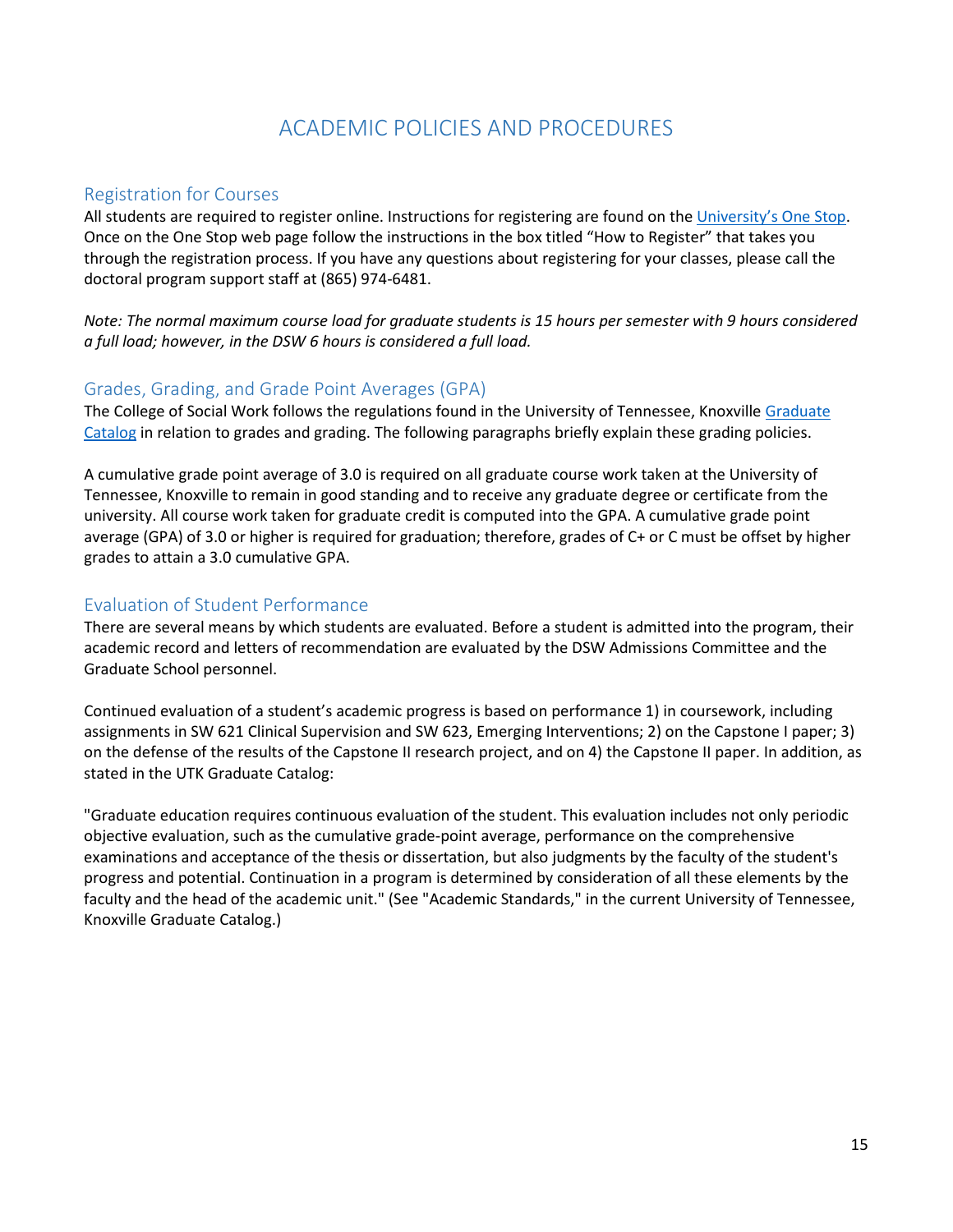# ACADEMIC POLICIES AND PROCEDURES

## Registration for Courses

All students are required to register online. Instructions for registering are found on the [University's One Stop](). Once on the One Stop web page follow the instructions in the box titled "How to Register" that takes you through the registration process. If you have any questions about registering for your classes, please call the doctoral program support staff at (865) 974-6481.

*Note: The normal maximum course load for graduate students is 15 hours per semester with 9 hours considered a full load; however, in the DSW 6 hours is considered a full load.*

## Grades, Grading, and Grade Point Averages (GPA)

The College of Social Work follows the regulations found in the University of Tennessee, Knoxville [Graduate Catalog]() in relation to grades and grading. The following paragraphs briefly explain these grading policies.

A cumulative grade point average of 3.0 is required on all graduate course work taken at the University of Tennessee, Knoxville to remain in good standing and to receive any graduate degree or certificate from the university. All course work taken for graduate credit is computed into the GPA. A cumulative grade point average (GPA) of 3.0 or higher is required for graduation; therefore, grades of C+ or C must be offset by higher grades to attain a 3.0 cumulative GPA.

## Evaluation of Student Performance

There are several means by which students are evaluated. Before a student is admitted into the program, their academic record and letters of recommendation are evaluated by the DSW Admissions Committee and the Graduate School personnel.

Continued evaluation of a student's academic progress is based on performance 1) in coursework, including assignments in SW 621 Clinical Supervision and SW 623, Emerging Interventions; 2) on the Capstone I paper; 3) on the defense of the results of the Capstone II research project, and on 4) the Capstone II paper. In addition, as stated in the UTK Graduate Catalog:

"Graduate education requires continuous evaluation of the student. This evaluation includes not only periodic objective evaluation, such as the cumulative grade-point average, performance on the comprehensive examinations and acceptance of the thesis or dissertation, but also judgments by the faculty of the student's progress and potential. Continuation in a program is determined by consideration of all these elements by the faculty and the head of the academic unit." (See "Academic Standards," in the current University of Tennessee, Knoxville Graduate Catalog.)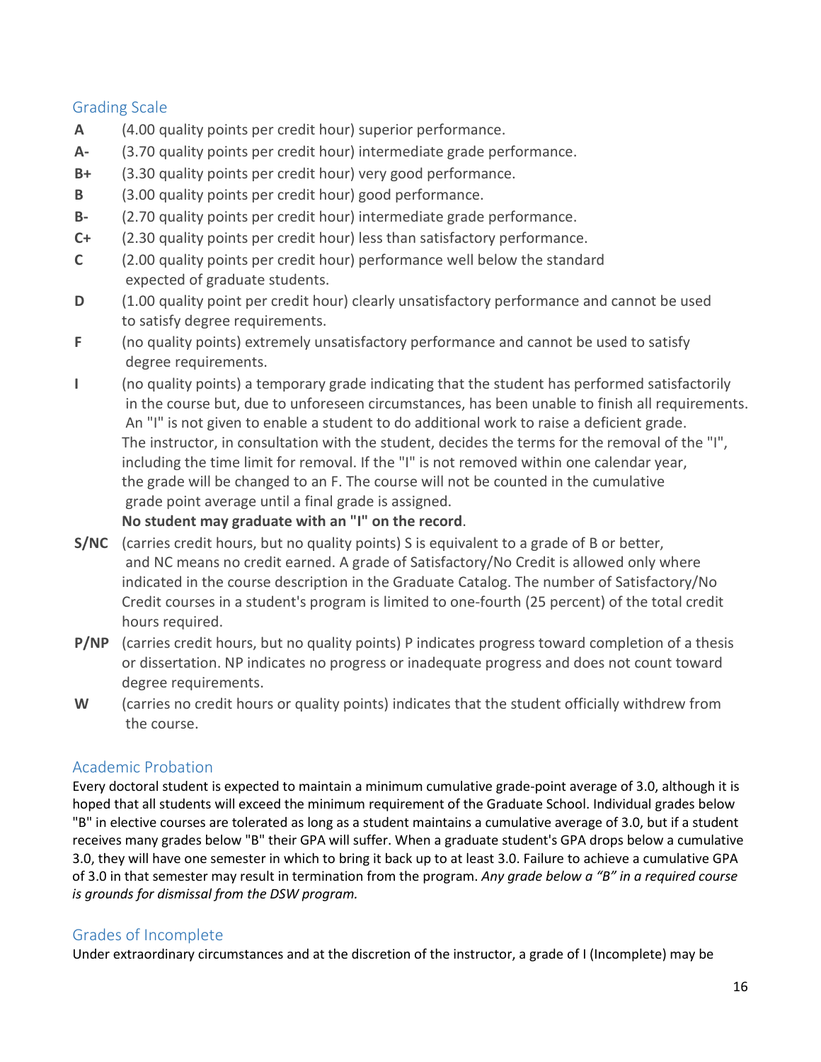## Grading Scale

**A** (4.00 quality points per credit hour) superior performance.

**A-** (3.70 quality points per credit hour) intermediate grade performance.

**B+** (3.30 quality points per credit hour) very good performance.

**B** (3.00 quality points per credit hour) good performance.

**B-** (2.70 quality points per credit hour) intermediate grade performance.

**C+** (2.30 quality points per credit hour) less than satisfactory performance.

**C** (2.00 quality points per credit hour) performance well below the standard expected of graduate students.

**D** (1.00 quality point per credit hour) clearly unsatisfactory performance and cannot be used to satisfy degree requirements.

**F** (no quality points) extremely unsatisfactory performance and cannot be used to satisfy degree requirements.

**I** (no quality points) a temporary grade indicating that the student has performed satisfactorily in the course but, due to unforeseen circumstances, has been unable to finish all requirements. An "I" is not given to enable a student to do additional work to raise a deficient grade. The instructor, in consultation with the student, decides the terms for the removal of the "I", including the time limit for removal. If the "I" is not removed within one calendar year, the grade will be changed to an F. The course will not be counted in the cumulative grade point average until a final grade is assigned.
**No student may graduate with an "I" on the record**.

**S/NC** (carries credit hours, but no quality points) S is equivalent to a grade of B or better, and NC means no credit earned. A grade of Satisfactory/No Credit is allowed only where indicated in the course description in the Graduate Catalog. The number of Satisfactory/No Credit courses in a student's program is limited to one-fourth (25 percent) of the total credit hours required.

**P/NP** (carries credit hours, but no quality points) P indicates progress toward completion of a thesis or dissertation. NP indicates no progress or inadequate progress and does not count toward degree requirements.

**W** (carries no credit hours or quality points) indicates that the student officially withdrew from the course.

## Academic Probation

Every doctoral student is expected to maintain a minimum cumulative grade-point average of 3.0, although it is hoped that all students will exceed the minimum requirement of the Graduate School. Individual grades below "B" in elective courses are tolerated as long as a student maintains a cumulative average of 3.0, but if a student receives many grades below "B" their GPA will suffer. When a graduate student's GPA drops below a cumulative 3.0, they will have one semester in which to bring it back up to at least 3.0. Failure to achieve a cumulative GPA of 3.0 in that semester may result in termination from the program. *Any grade below a "B" in a required course is grounds for dismissal from the DSW program.*

## Grades of Incomplete

Under extraordinary circumstances and at the discretion of the instructor, a grade of I (Incomplete) may be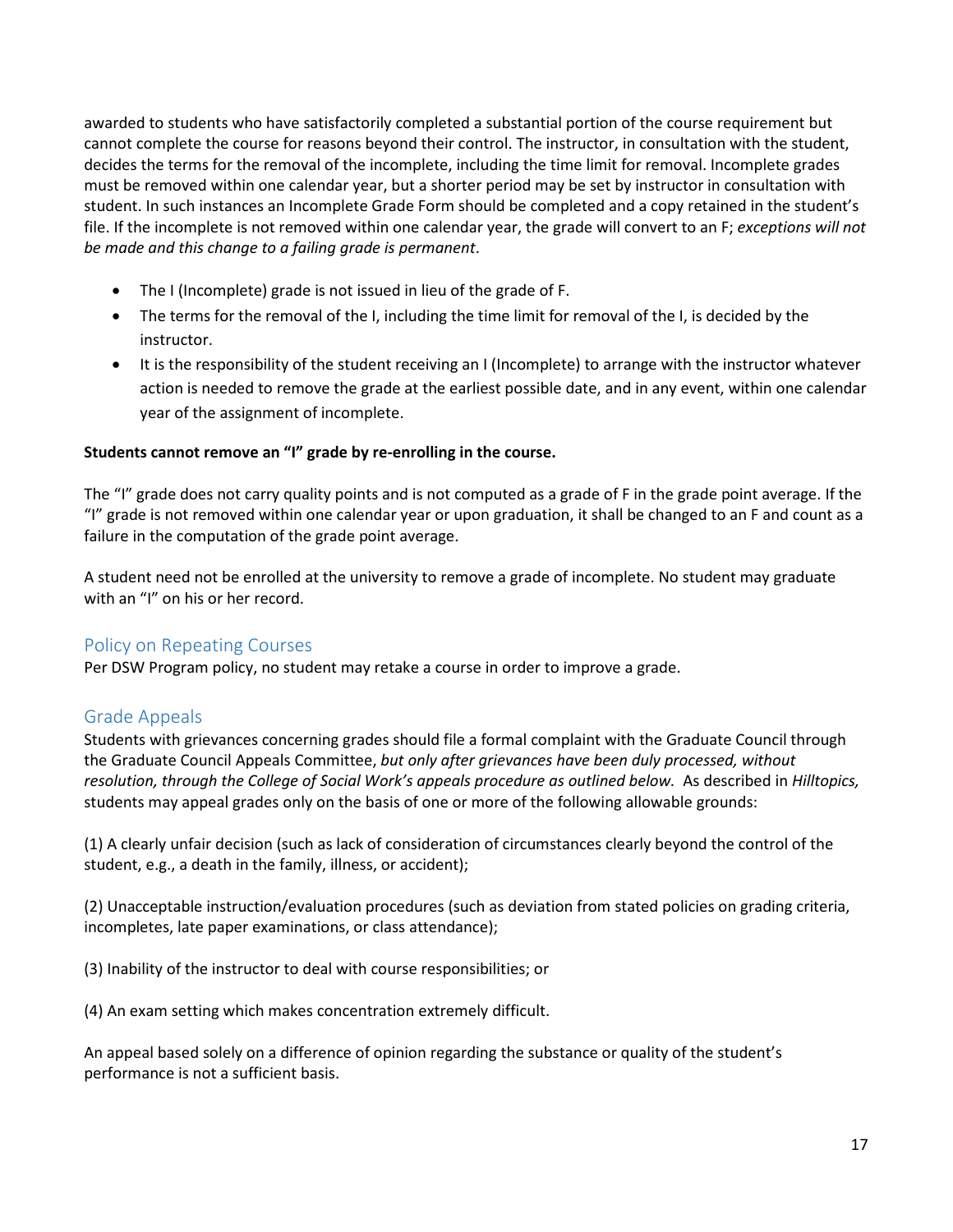awarded to students who have satisfactorily completed a substantial portion of the course requirement but cannot complete the course for reasons beyond their control. The instructor, in consultation with the student, decides the terms for the removal of the incomplete, including the time limit for removal. Incomplete grades must be removed within one calendar year, but a shorter period may be set by instructor in consultation with student. In such instances an Incomplete Grade Form should be completed and a copy retained in the student's file. If the incomplete is not removed within one calendar year, the grade will convert to an F; *exceptions will not be made and this change to a failing grade is permanent*.

- The I (Incomplete) grade is not issued in lieu of the grade of F.
- The terms for the removal of the I, including the time limit for removal of the I, is decided by the instructor.
- It is the responsibility of the student receiving an I (Incomplete) to arrange with the instructor whatever action is needed to remove the grade at the earliest possible date, and in any event, within one calendar year of the assignment of incomplete.

**Students cannot remove an "I" grade by re-enrolling in the course.**

The "I" grade does not carry quality points and is not computed as a grade of F in the grade point average. If the "I" grade is not removed within one calendar year or upon graduation, it shall be changed to an F and count as a failure in the computation of the grade point average.

A student need not be enrolled at the university to remove a grade of incomplete. No student may graduate with an "I" on his or her record.

## Policy on Repeating Courses

Per DSW Program policy, no student may retake a course in order to improve a grade.

## Grade Appeals

Students with grievances concerning grades should file a formal complaint with the Graduate Council through the Graduate Council Appeals Committee, *but only after grievances have been duly processed, without resolution, through the College of Social Work's appeals procedure as outlined below.* As described in *Hilltopics,* students may appeal grades only on the basis of one or more of the following allowable grounds:

(1) A clearly unfair decision (such as lack of consideration of circumstances clearly beyond the control of the student, e.g., a death in the family, illness, or accident);

(2) Unacceptable instruction/evaluation procedures (such as deviation from stated policies on grading criteria, incompletes, late paper examinations, or class attendance);

(3) Inability of the instructor to deal with course responsibilities; or

(4) An exam setting which makes concentration extremely difficult.

An appeal based solely on a difference of opinion regarding the substance or quality of the student's performance is not a sufficient basis.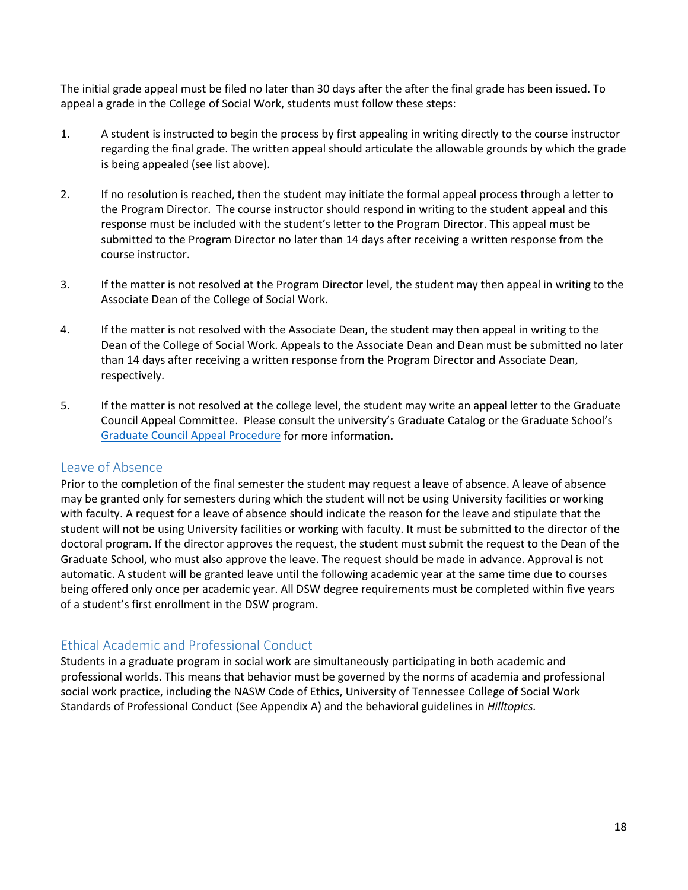The initial grade appeal must be filed no later than 30 days after the after the final grade has been issued. To appeal a grade in the College of Social Work, students must follow these steps:

1. A student is instructed to begin the process by first appealing in writing directly to the course instructor regarding the final grade. The written appeal should articulate the allowable grounds by which the grade is being appealed (see list above).

2. If no resolution is reached, then the student may initiate the formal appeal process through a letter to the Program Director. The course instructor should respond in writing to the student appeal and this response must be included with the student's letter to the Program Director. This appeal must be submitted to the Program Director no later than 14 days after receiving a written response from the course instructor.

3. If the matter is not resolved at the Program Director level, the student may then appeal in writing to the Associate Dean of the College of Social Work.

4. If the matter is not resolved with the Associate Dean, the student may then appeal in writing to the Dean of the College of Social Work. Appeals to the Associate Dean and Dean must be submitted no later than 14 days after receiving a written response from the Program Director and Associate Dean, respectively.

5. If the matter is not resolved at the college level, the student may write an appeal letter to the Graduate Council Appeal Committee. Please consult the university's Graduate Catalog or the Graduate School's Graduate Council Appeal Procedure for more information.

## Leave of Absence

Prior to the completion of the final semester the student may request a leave of absence. A leave of absence may be granted only for semesters during which the student will not be using University facilities or working with faculty. A request for a leave of absence should indicate the reason for the leave and stipulate that the student will not be using University facilities or working with faculty. It must be submitted to the director of the doctoral program. If the director approves the request, the student must submit the request to the Dean of the Graduate School, who must also approve the leave. The request should be made in advance. Approval is not automatic. A student will be granted leave until the following academic year at the same time due to courses being offered only once per academic year. All DSW degree requirements must be completed within five years of a student's first enrollment in the DSW program.

## Ethical Academic and Professional Conduct

Students in a graduate program in social work are simultaneously participating in both academic and professional worlds. This means that behavior must be governed by the norms of academia and professional social work practice, including the NASW Code of Ethics, University of Tennessee College of Social Work Standards of Professional Conduct (See Appendix A) and the behavioral guidelines in *Hilltopics.*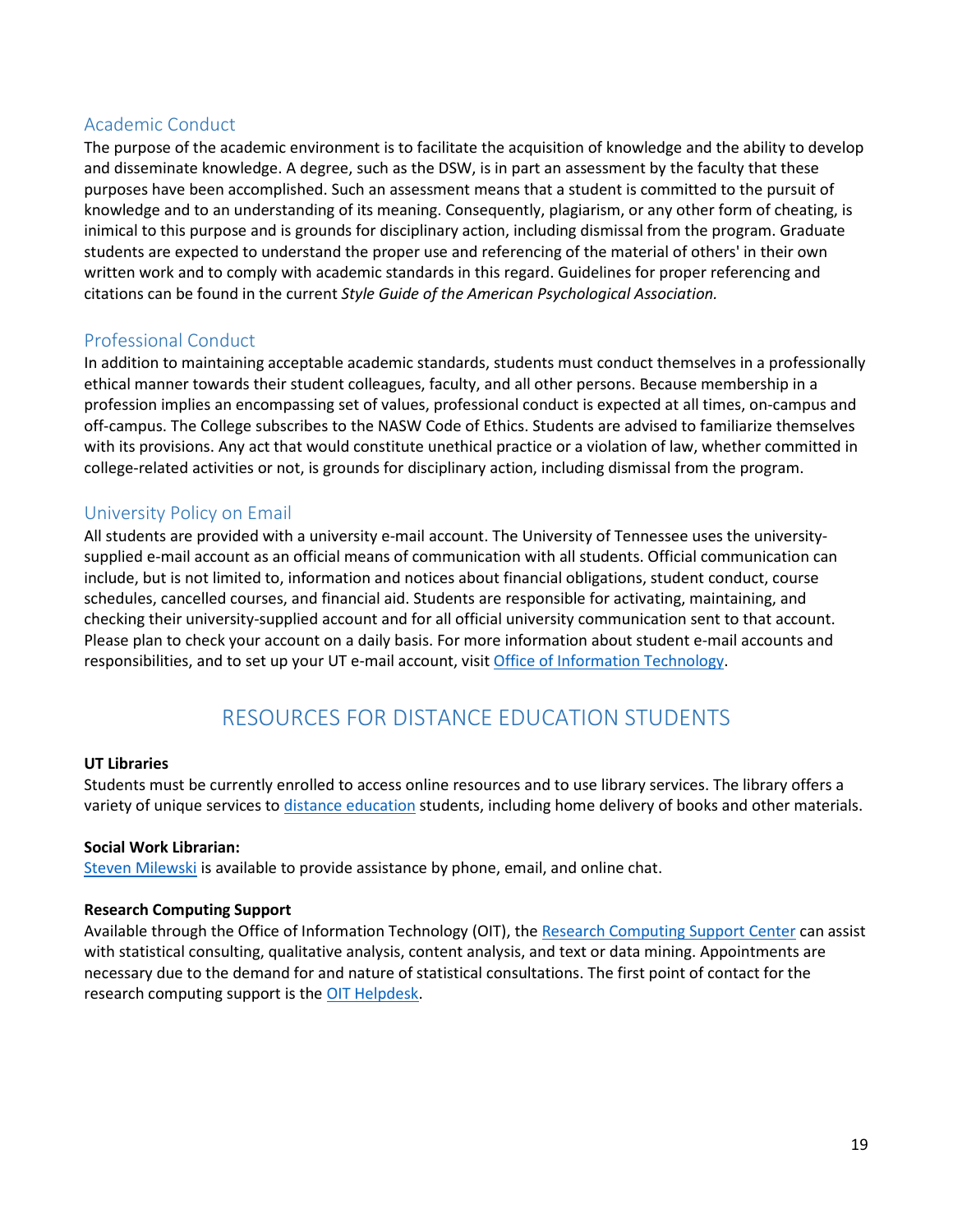## Academic Conduct

The purpose of the academic environment is to facilitate the acquisition of knowledge and the ability to develop and disseminate knowledge. A degree, such as the DSW, is in part an assessment by the faculty that these purposes have been accomplished. Such an assessment means that a student is committed to the pursuit of knowledge and to an understanding of its meaning. Consequently, plagiarism, or any other form of cheating, is inimical to this purpose and is grounds for disciplinary action, including dismissal from the program. Graduate students are expected to understand the proper use and referencing of the material of others' in their own written work and to comply with academic standards in this regard. Guidelines for proper referencing and citations can be found in the current *Style Guide of the American Psychological Association.*

## Professional Conduct

In addition to maintaining acceptable academic standards, students must conduct themselves in a professionally ethical manner towards their student colleagues, faculty, and all other persons. Because membership in a profession implies an encompassing set of values, professional conduct is expected at all times, on-campus and off-campus. The College subscribes to the NASW Code of Ethics. Students are advised to familiarize themselves with its provisions. Any act that would constitute unethical practice or a violation of law, whether committed in college-related activities or not, is grounds for disciplinary action, including dismissal from the program.

## University Policy on Email

All students are provided with a university e-mail account. The University of Tennessee uses the university-supplied e-mail account as an official means of communication with all students. Official communication can include, but is not limited to, information and notices about financial obligations, student conduct, course schedules, cancelled courses, and financial aid. Students are responsible for activating, maintaining, and checking their university-supplied account and for all official university communication sent to that account. Please plan to check your account on a daily basis. For more information about student e-mail accounts and responsibilities, and to set up your UT e-mail account, visit Office of Information Technology.

# RESOURCES FOR DISTANCE EDUCATION STUDENTS

**UT Libraries**

Students must be currently enrolled to access online resources and to use library services. The library offers a variety of unique services to distance education students, including home delivery of books and other materials.

**Social Work Librarian:**

Steven Milewski is available to provide assistance by phone, email, and online chat.

**Research Computing Support**

Available through the Office of Information Technology (OIT), the Research Computing Support Center can assist with statistical consulting, qualitative analysis, content analysis, and text or data mining. Appointments are necessary due to the demand for and nature of statistical consultations. The first point of contact for the research computing support is the OIT Helpdesk.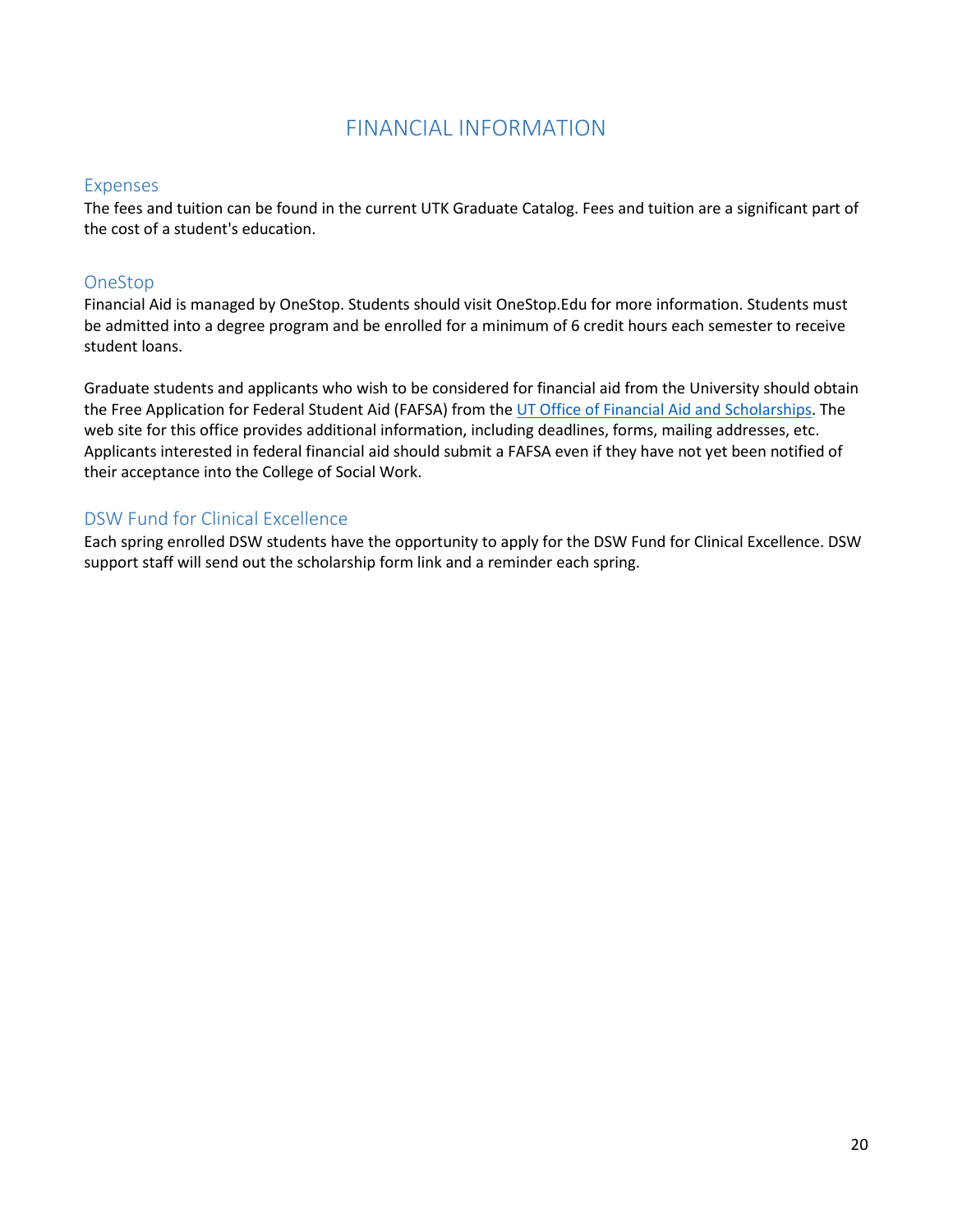# FINANCIAL INFORMATION

## Expenses

The fees and tuition can be found in the current UTK Graduate Catalog. Fees and tuition are a significant part of the cost of a student's education.

## OneStop

Financial Aid is managed by OneStop. Students should visit OneStop.Edu for more information. Students must be admitted into a degree program and be enrolled for a minimum of 6 credit hours each semester to receive student loans.

Graduate students and applicants who wish to be considered for financial aid from the University should obtain the Free Application for Federal Student Aid (FAFSA) from the UT Office of Financial Aid and Scholarships. The web site for this office provides additional information, including deadlines, forms, mailing addresses, etc. Applicants interested in federal financial aid should submit a FAFSA even if they have not yet been notified of their acceptance into the College of Social Work.

## DSW Fund for Clinical Excellence

Each spring enrolled DSW students have the opportunity to apply for the DSW Fund for Clinical Excellence. DSW support staff will send out the scholarship form link and a reminder each spring.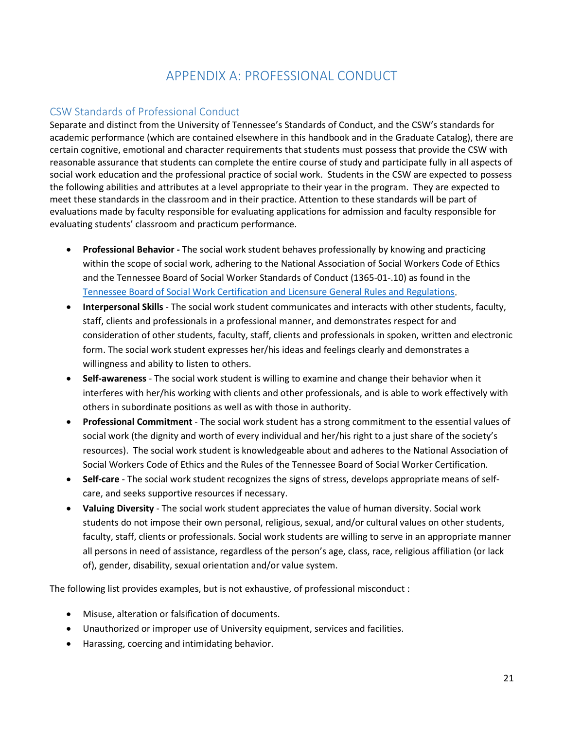# APPENDIX A: PROFESSIONAL CONDUCT

## CSW Standards of Professional Conduct

Separate and distinct from the University of Tennessee's Standards of Conduct, and the CSW's standards for academic performance (which are contained elsewhere in this handbook and in the Graduate Catalog), there are certain cognitive, emotional and character requirements that students must possess that provide the CSW with reasonable assurance that students can complete the entire course of study and participate fully in all aspects of social work education and the professional practice of social work. Students in the CSW are expected to possess the following abilities and attributes at a level appropriate to their year in the program. They are expected to meet these standards in the classroom and in their practice. Attention to these standards will be part of evaluations made by faculty responsible for evaluating applications for admission and faculty responsible for evaluating students' classroom and practicum performance.

- **Professional Behavior -** The social work student behaves professionally by knowing and practicing within the scope of social work, adhering to the National Association of Social Workers Code of Ethics and the Tennessee Board of Social Worker Standards of Conduct (1365-01-.10) as found in the Tennessee Board of Social Work Certification and Licensure General Rules and Regulations.
- **Interpersonal Skills** - The social work student communicates and interacts with other students, faculty, staff, clients and professionals in a professional manner, and demonstrates respect for and consideration of other students, faculty, staff, clients and professionals in spoken, written and electronic form. The social work student expresses her/his ideas and feelings clearly and demonstrates a willingness and ability to listen to others.
- **Self-awareness** - The social work student is willing to examine and change their behavior when it interferes with her/his working with clients and other professionals, and is able to work effectively with others in subordinate positions as well as with those in authority.
- **Professional Commitment** - The social work student has a strong commitment to the essential values of social work (the dignity and worth of every individual and her/his right to a just share of the society's resources). The social work student is knowledgeable about and adheres to the National Association of Social Workers Code of Ethics and the Rules of the Tennessee Board of Social Worker Certification.
- **Self-care** - The social work student recognizes the signs of stress, develops appropriate means of self-care, and seeks supportive resources if necessary.
- **Valuing Diversity** - The social work student appreciates the value of human diversity. Social work students do not impose their own personal, religious, sexual, and/or cultural values on other students, faculty, staff, clients or professionals. Social work students are willing to serve in an appropriate manner all persons in need of assistance, regardless of the person's age, class, race, religious affiliation (or lack of), gender, disability, sexual orientation and/or value system.

The following list provides examples, but is not exhaustive, of professional misconduct :

- Misuse, alteration or falsification of documents.
- Unauthorized or improper use of University equipment, services and facilities.
- Harassing, coercing and intimidating behavior.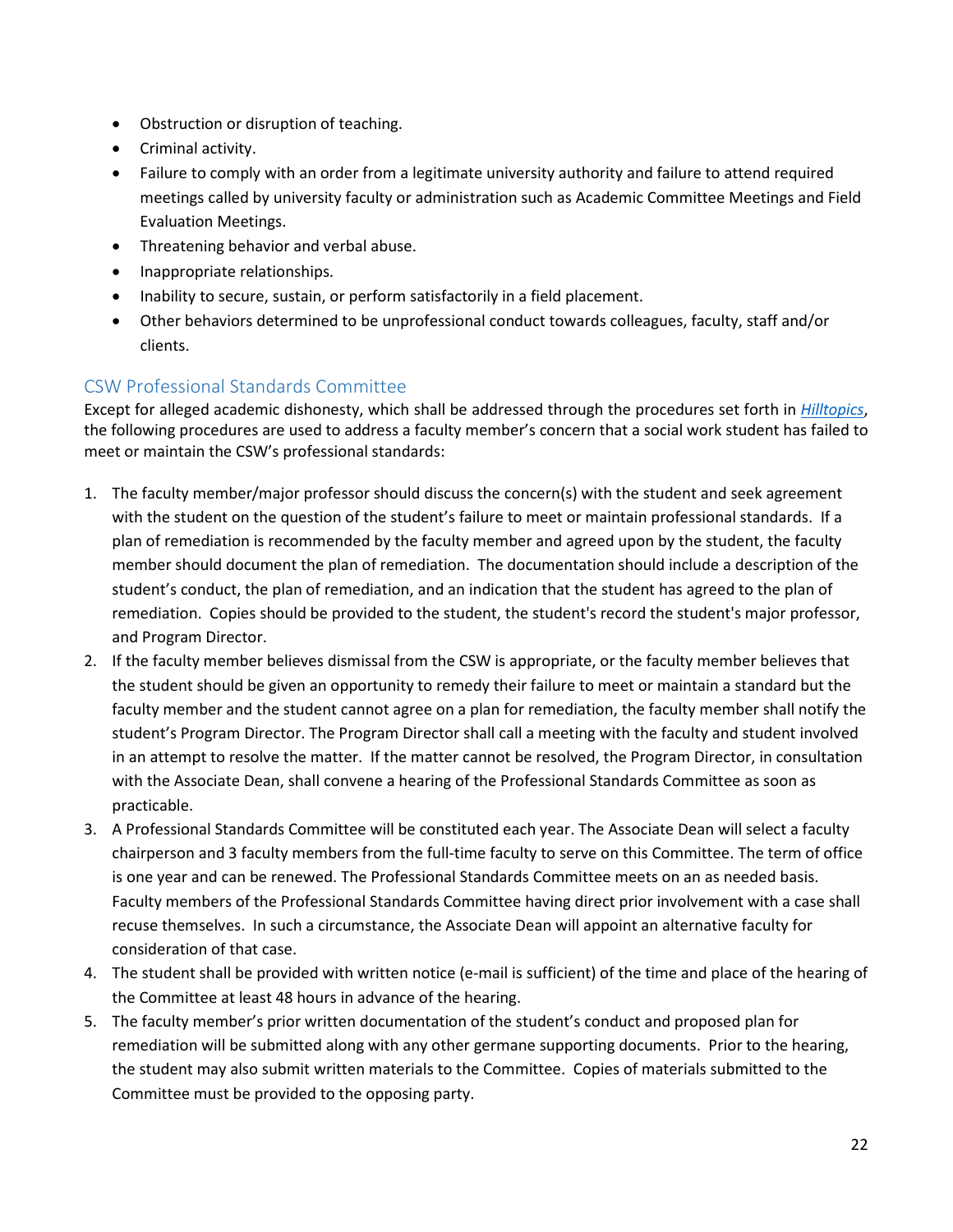- Obstruction or disruption of teaching.
- Criminal activity.
- Failure to comply with an order from a legitimate university authority and failure to attend required meetings called by university faculty or administration such as Academic Committee Meetings and Field Evaluation Meetings.
- Threatening behavior and verbal abuse.
- Inappropriate relationships.
- Inability to secure, sustain, or perform satisfactorily in a field placement.
- Other behaviors determined to be unprofessional conduct towards colleagues, faculty, staff and/or clients.

## CSW Professional Standards Committee

Except for alleged academic dishonesty, which shall be addressed through the procedures set forth in *Hilltopics*, the following procedures are used to address a faculty member's concern that a social work student has failed to meet or maintain the CSW's professional standards:

1. The faculty member/major professor should discuss the concern(s) with the student and seek agreement with the student on the question of the student's failure to meet or maintain professional standards. If a plan of remediation is recommended by the faculty member and agreed upon by the student, the faculty member should document the plan of remediation. The documentation should include a description of the student's conduct, the plan of remediation, and an indication that the student has agreed to the plan of remediation. Copies should be provided to the student, the student's record the student's major professor, and Program Director.
2. If the faculty member believes dismissal from the CSW is appropriate, or the faculty member believes that the student should be given an opportunity to remedy their failure to meet or maintain a standard but the faculty member and the student cannot agree on a plan for remediation, the faculty member shall notify the student's Program Director. The Program Director shall call a meeting with the faculty and student involved in an attempt to resolve the matter. If the matter cannot be resolved, the Program Director, in consultation with the Associate Dean, shall convene a hearing of the Professional Standards Committee as soon as practicable.
3. A Professional Standards Committee will be constituted each year. The Associate Dean will select a faculty chairperson and 3 faculty members from the full-time faculty to serve on this Committee. The term of office is one year and can be renewed. The Professional Standards Committee meets on an as needed basis. Faculty members of the Professional Standards Committee having direct prior involvement with a case shall recuse themselves. In such a circumstance, the Associate Dean will appoint an alternative faculty for consideration of that case.
4. The student shall be provided with written notice (e-mail is sufficient) of the time and place of the hearing of the Committee at least 48 hours in advance of the hearing.
5. The faculty member's prior written documentation of the student's conduct and proposed plan for remediation will be submitted along with any other germane supporting documents. Prior to the hearing, the student may also submit written materials to the Committee. Copies of materials submitted to the Committee must be provided to the opposing party.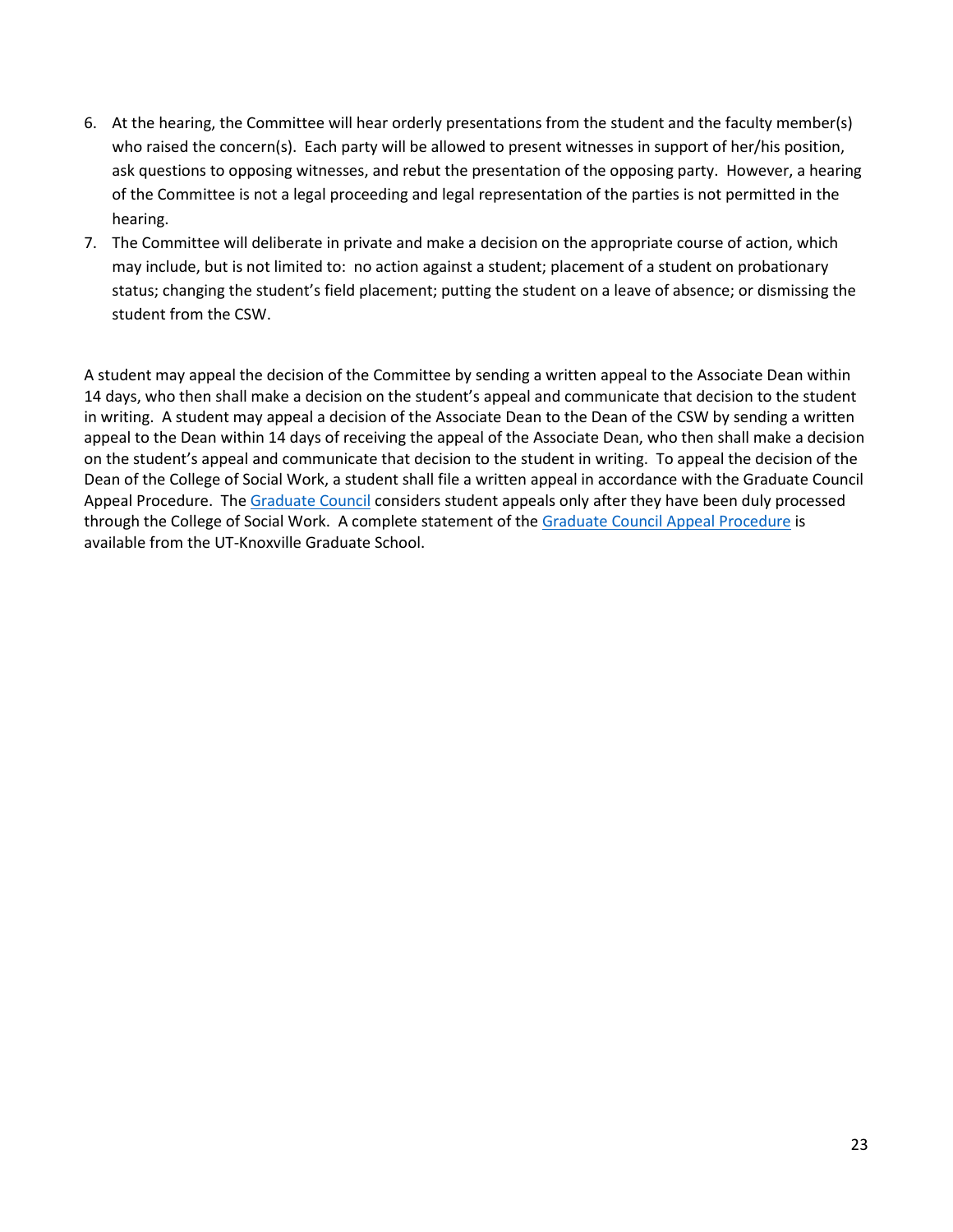6. At the hearing, the Committee will hear orderly presentations from the student and the faculty member(s) who raised the concern(s). Each party will be allowed to present witnesses in support of her/his position, ask questions to opposing witnesses, and rebut the presentation of the opposing party. However, a hearing of the Committee is not a legal proceeding and legal representation of the parties is not permitted in the hearing.
7. The Committee will deliberate in private and make a decision on the appropriate course of action, which may include, but is not limited to: no action against a student; placement of a student on probationary status; changing the student's field placement; putting the student on a leave of absence; or dismissing the student from the CSW.

A student may appeal the decision of the Committee by sending a written appeal to the Associate Dean within 14 days, who then shall make a decision on the student's appeal and communicate that decision to the student in writing. A student may appeal a decision of the Associate Dean to the Dean of the CSW by sending a written appeal to the Dean within 14 days of receiving the appeal of the Associate Dean, who then shall make a decision on the student's appeal and communicate that decision to the student in writing. To appeal the decision of the Dean of the College of Social Work, a student shall file a written appeal in accordance with the Graduate Council Appeal Procedure. The Graduate Council considers student appeals only after they have been duly processed through the College of Social Work. A complete statement of the Graduate Council Appeal Procedure is available from the UT-Knoxville Graduate School.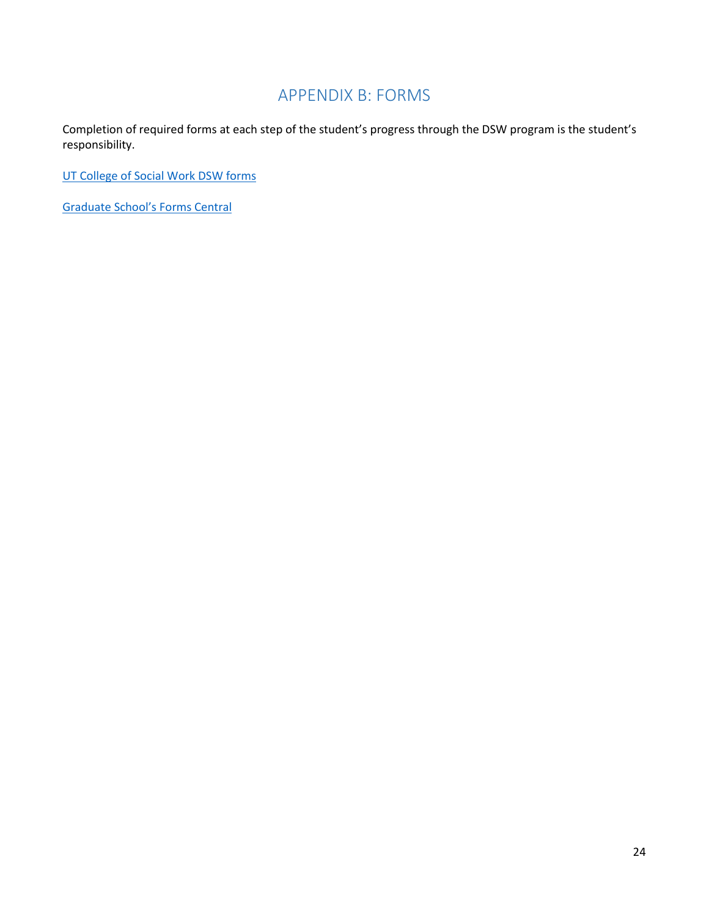# APPENDIX B: FORMS

Completion of required forms at each step of the student's progress through the DSW program is the student's responsibility.

UT College of Social Work DSW forms

Graduate School's Forms Central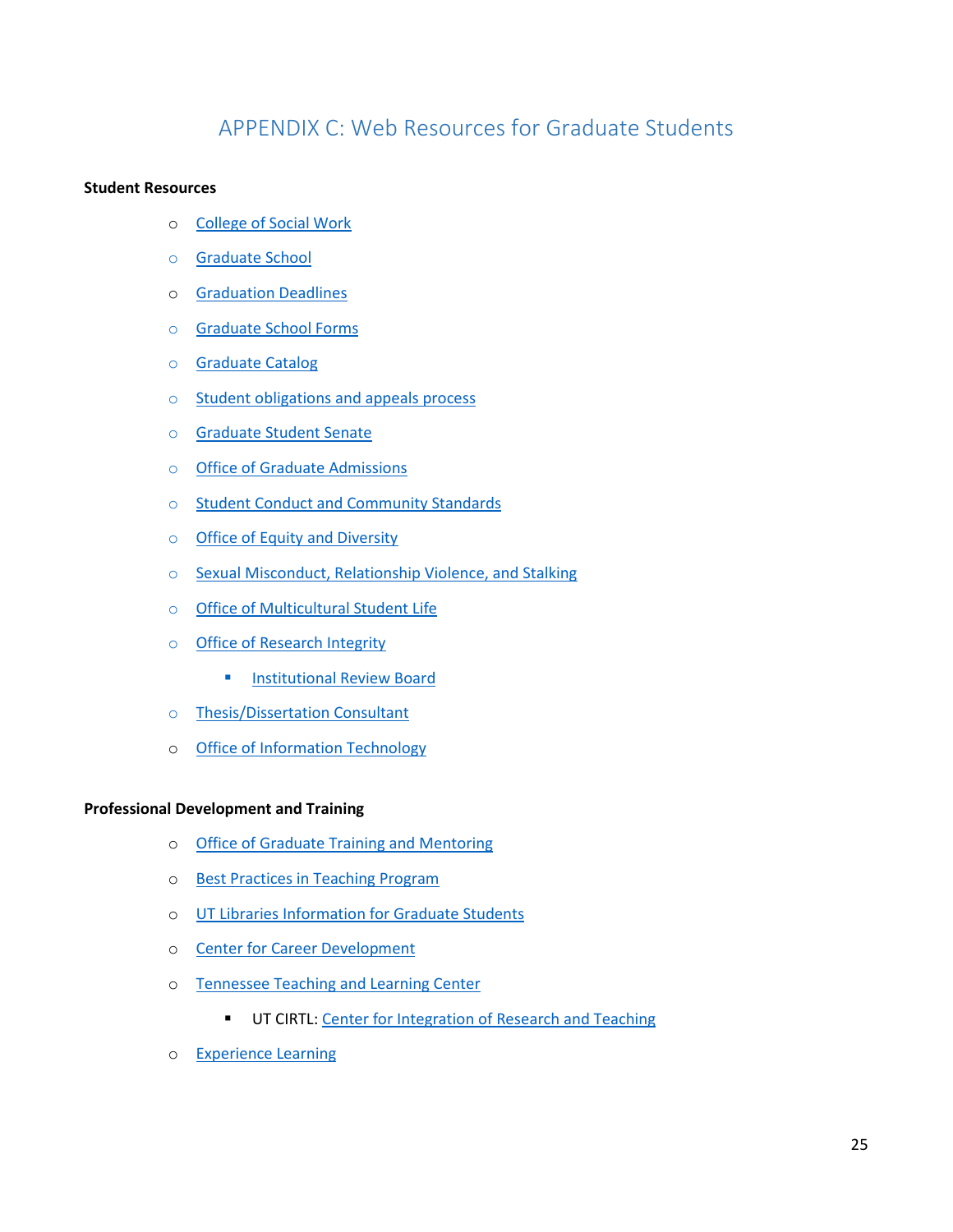## APPENDIX C: Web Resources for Graduate Students

**Student Resources**

- College of Social Work
- Graduate School
- Graduation Deadlines
- Graduate School Forms
- Graduate Catalog
- Student obligations and appeals process
- Graduate Student Senate
- Office of Graduate Admissions
- Student Conduct and Community Standards
- Office of Equity and Diversity
- Sexual Misconduct, Relationship Violence, and Stalking
- Office of Multicultural Student Life
- Office of Research Integrity
    - Institutional Review Board
- Thesis/Dissertation Consultant
- Office of Information Technology

**Professional Development and Training**

- Office of Graduate Training and Mentoring
- Best Practices in Teaching Program
- UT Libraries Information for Graduate Students
- Center for Career Development
- Tennessee Teaching and Learning Center
    - UT CIRTL: Center for Integration of Research and Teaching
- Experience Learning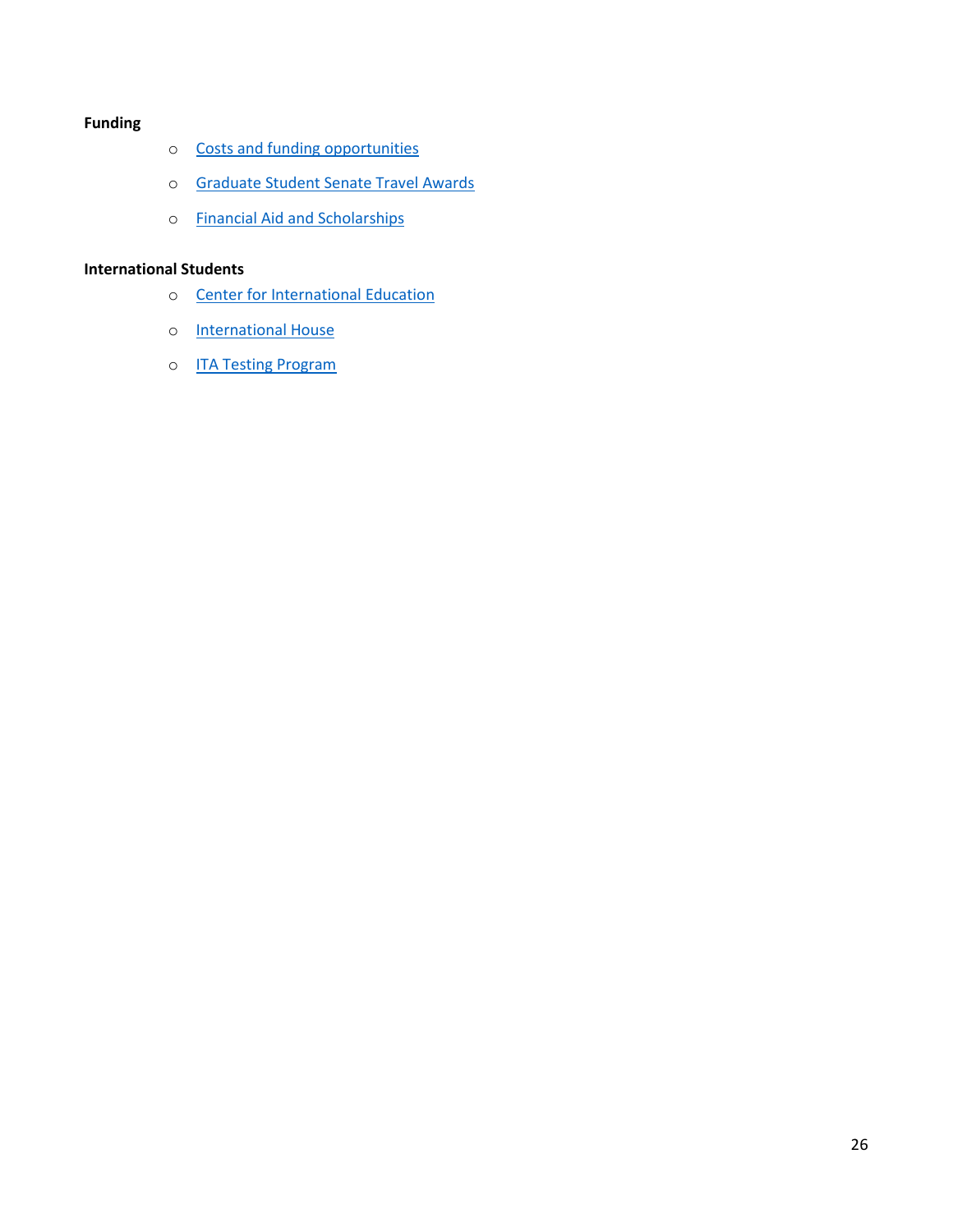**Funding**

- Costs and funding opportunities
- Graduate Student Senate Travel Awards
- Financial Aid and Scholarships

**International Students**

- Center for International Education
- International House
- ITA Testing Program